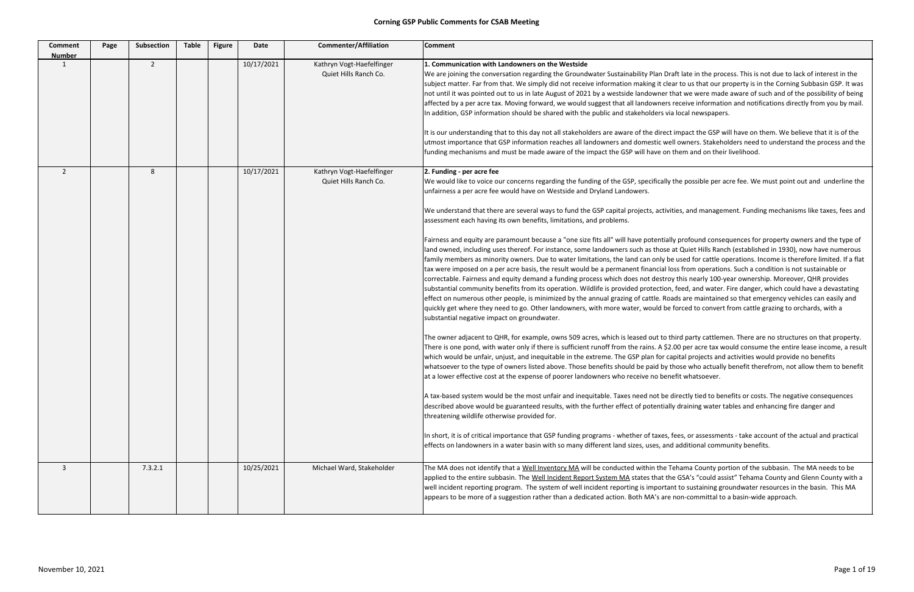# Corning GSP Public Comments for CSAB Meeting

| Comment Number | Page | Subsection | Table | Figure | Date | Commenter/Affiliation | Comment |
|---|---|---|---|---|---|---|---|
| 1 | | 2 | | | 10/17/2021 | Kathryn Vogt-Haefelfinger Quiet Hills Ranch Co. | **1. Communication with Landowners on the Westside**<br>We are joining the conversation regarding the Groundwater Sustainability Plan Draft late in the process. This is not due to lack of interest in the subject matter. Far from that. We simply did not receive information making it clear to us that our property is in the Corning Subbasin GSP. It was not until it was pointed out to us in late August of 2021 by a westside landowner that we were made aware of such and of the possibility of being affected by a per acre tax. Moving forward, we would suggest that all landowners receive information and notifications directly from you by mail. In addition, GSP information should be shared with the public and stakeholders via local newspapers.<br><br>It is our understanding that to this day not all stakeholders are aware of the direct impact the GSP will have on them. We believe that it is of the utmost importance that GSP information reaches all landowners and domestic well owners. Stakeholders need to understand the process and the funding mechanisms and must be made aware of the impact the GSP will have on them and on their livelihood. |
| 2 | | 8 | | | 10/17/2021 | Kathryn Vogt-Haefelfinger Quiet Hills Ranch Co. | **2. Funding - per acre fee**<br>We would like to voice our concerns regarding the funding of the GSP, specifically the possible per acre fee. We must point out and underline the unfairness a per acre fee would have on Westside and Dryland Landowners.<br><br>We understand that there are several ways to fund the GSP capital projects, activities, and management. Funding mechanisms like taxes, fees and assessment each having its own benefits, limitations, and problems.<br><br>Fairness and equity are paramount because a "one size fits all" will have potentially profound consequences for property owners and the type of land owned, including uses thereof. For instance, some landowners such as those at Quiet Hills Ranch (established in 1930), now have numerous family members as minority owners. Due to water limitations, the land can only be used for cattle operations. Income is therefore limited. If a flat tax were imposed on a per acre basis, the result would be a permanent financial loss from operations. Such a condition is not sustainable or correctable. Fairness and equity demand a funding process which does not destroy this nearly 100-year ownership. Moreover, QHR provides substantial community benefits from its operation. Wildlife is provided protection, feed, and water. Fire danger, which could have a devastating effect on numerous other people, is minimized by the annual grazing of cattle. Roads are maintained so that emergency vehicles can easily and quickly get where they need to go. Other landowners, with more water, would be forced to convert from cattle grazing to orchards, with a substantial negative impact on groundwater.<br><br>The owner adjacent to QHR, for example, owns 509 acres, which is leased out to third party cattlemen. There are no structures on that property. There is one pond, with water only if there is sufficient runoff from the rains. A $2.00 per acre tax would consume the entire lease income, a result which would be unfair, unjust, and inequitable in the extreme. The GSP plan for capital projects and activities would provide no benefits whatsoever to the type of owners listed above. Those benefits should be paid by those who actually benefit therefrom, not allow them to benefit at a lower effective cost at the expense of poorer landowners who receive no benefit whatsoever.<br><br>A tax-based system would be the most unfair and inequitable. Taxes need not be directly tied to benefits or costs. The negative consequences described above would be guaranteed results, with the further effect of potentially draining water tables and enhancing fire danger and threatening wildlife otherwise provided for.<br><br>In short, it is of critical importance that GSP funding programs - whether of taxes, fees, or assessments - take account of the actual and practical effects on landowners in a water basin with so many different land sizes, uses, and additional community benefits. |
| 3 | | 7.3.2.1 | | | 10/25/2021 | Michael Ward, Stakeholder | The MA does not identify that a <u>Well Inventory MA</u> will be conducted within the Tehama County portion of the subbasin. The MA needs to be applied to the entire subbasin. The <u>Well Incident Report System MA</u> states that the GSA's "could assist" Tehama County and Glenn County with a well incident reporting program. The system of well incident reporting is important to sustaining groundwater resources in the basin. This MA appears to be more of a suggestion rather than a dedicated action. Both MA's are non-committal to a basin-wide approach. |

November 10, 2021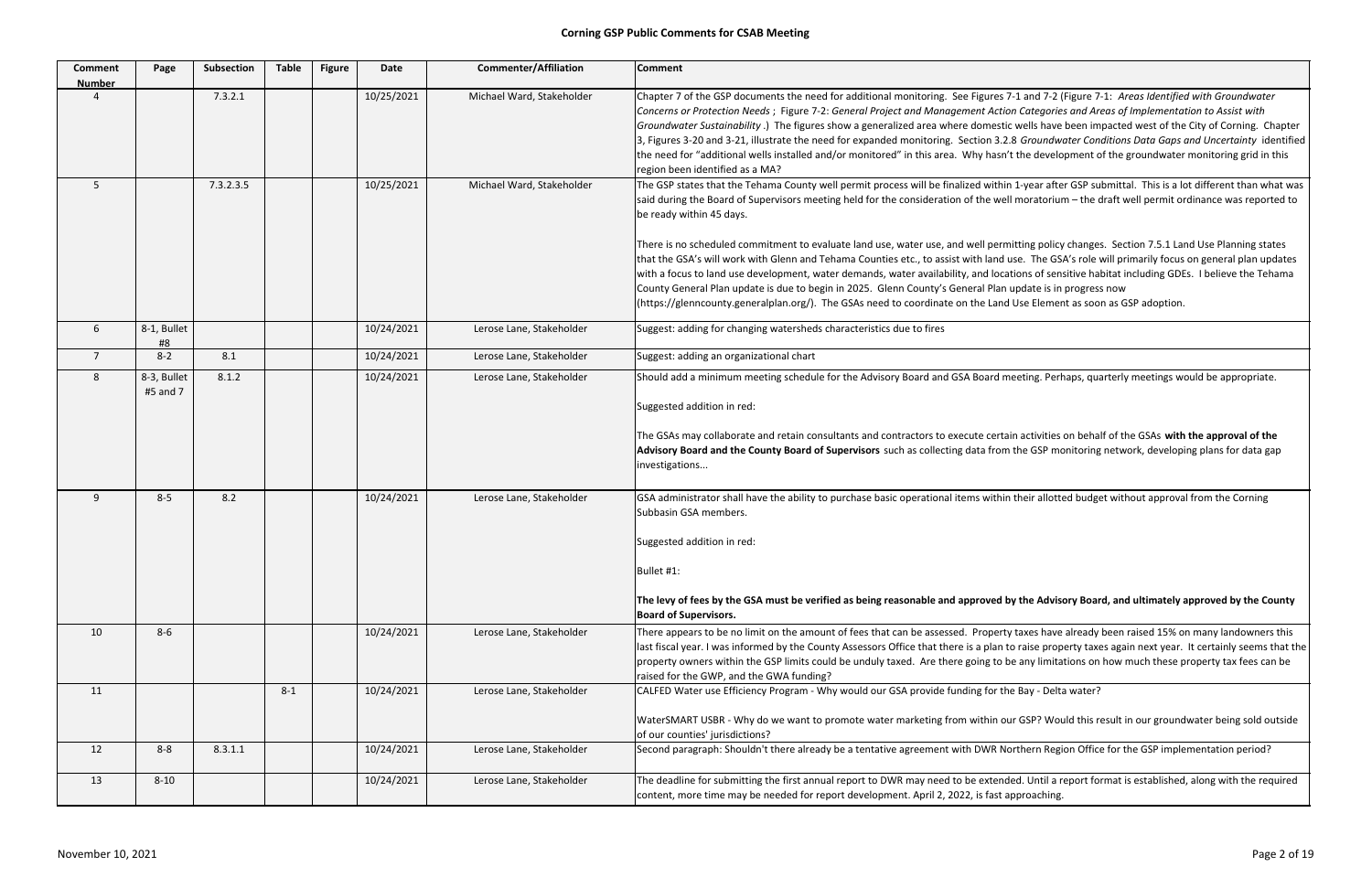# Corning GSP Public Comments for CSAB Meeting

| Comment Number | Page | Subsection | Table | Figure | Date | Commenter/Affiliation | Comment |
|---|---|---|---|---|---|---|---|
| 4 | | 7.3.2.1 | | | 10/25/2021 | Michael Ward, Stakeholder | Chapter 7 of the GSP documents the need for additional monitoring. See Figures 7-1 and 7-2 (Figure 7-1: *Areas Identified with Groundwater Concerns or Protection Needs* ; Figure 7-2: *General Project and Management Action Categories and Areas of Implementation to Assist with Groundwater Sustainability* .) The figures show a generalized area where domestic wells have been impacted west of the City of Corning. Chapter 3, Figures 3-20 and 3-21, illustrate the need for expanded monitoring. Section 3.2.8 *Groundwater Conditions Data Gaps and Uncertainty* identified the need for "additional wells installed and/or monitored" in this area. Why hasn't the development of the groundwater monitoring grid in this region been identified as a MA? |
| 5 | | 7.3.2.3.5 | | | 10/25/2021 | Michael Ward, Stakeholder | The GSP states that the Tehama County well permit process will be finalized within 1-year after GSP submittal. This is a lot different than what was said during the Board of Supervisors meeting held for the consideration of the well moratorium – the draft well permit ordinance was reported to be ready within 45 days.<br><br>There is no scheduled commitment to evaluate land use, water use, and well permitting policy changes. Section 7.5.1 Land Use Planning states that the GSA's will work with Glenn and Tehama Counties etc., to assist with land use. The GSA's role will primarily focus on general plan updates with a focus to land use development, water demands, water availability, and locations of sensitive habitat including GDEs. I believe the Tehama County General Plan update is due to begin in 2025. Glenn County's General Plan update is in progress now (https://glenncounty.generalplan.org/). The GSAs need to coordinate on the Land Use Element as soon as GSP adoption. |
| 6 | 8-1, Bullet #8 | | | | 10/24/2021 | Lerose Lane, Stakeholder | Suggest: adding for changing watersheds characteristics due to fires |
| 7 | 8-2 | 8.1 | | | 10/24/2021 | Lerose Lane, Stakeholder | Suggest: adding an organizational chart |
| 8 | 8-3, Bullet #5 and 7 | 8.1.2 | | | 10/24/2021 | Lerose Lane, Stakeholder | Should add a minimum meeting schedule for the Advisory Board and GSA Board meeting. Perhaps, quarterly meetings would be appropriate.<br><br>Suggested addition in red:<br><br>The GSAs may collaborate and retain consultants and contractors to execute certain activities on behalf of the GSAs **with the approval of the Advisory Board and the County Board of Supervisors** such as collecting data from the GSP monitoring network, developing plans for data gap investigations... |
| 9 | 8-5 | 8.2 | | | 10/24/2021 | Lerose Lane, Stakeholder | GSA administrator shall have the ability to purchase basic operational items within their allotted budget without approval from the Corning Subbasin GSA members.<br><br>Suggested addition in red:<br><br>Bullet #1:<br><br>**The levy of fees by the GSA must be verified as being reasonable and approved by the Advisory Board, and ultimately approved by the County Board of Supervisors.** |
| 10 | 8-6 | | | | 10/24/2021 | Lerose Lane, Stakeholder | There appears to be no limit on the amount of fees that can be assessed. Property taxes have already been raised 15% on many landowners this last fiscal year. I was informed by the County Assessors Office that there is a plan to raise property taxes again next year. It certainly seems that the property owners within the GSP limits could be unduly taxed. Are there going to be any limitations on how much these property tax fees can be raised for the GWP, and the GWA funding? |
| 11 | | | 8-1 | | 10/24/2021 | Lerose Lane, Stakeholder | CALFED Water use Efficiency Program - Why would our GSA provide funding for the Bay - Delta water?<br><br>WaterSMART USBR - Why do we want to promote water marketing from within our GSP? Would this result in our groundwater being sold outside of our counties' jurisdictions? |
| 12 | 8-8 | 8.3.1.1 | | | 10/24/2021 | Lerose Lane, Stakeholder | Second paragraph: Shouldn't there already be a tentative agreement with DWR Northern Region Office for the GSP implementation period? |
| 13 | 8-10 | | | | 10/24/2021 | Lerose Lane, Stakeholder | The deadline for submitting the first annual report to DWR may need to be extended. Until a report format is established, along with the required content, more time may be needed for report development. April 2, 2022, is fast approaching. |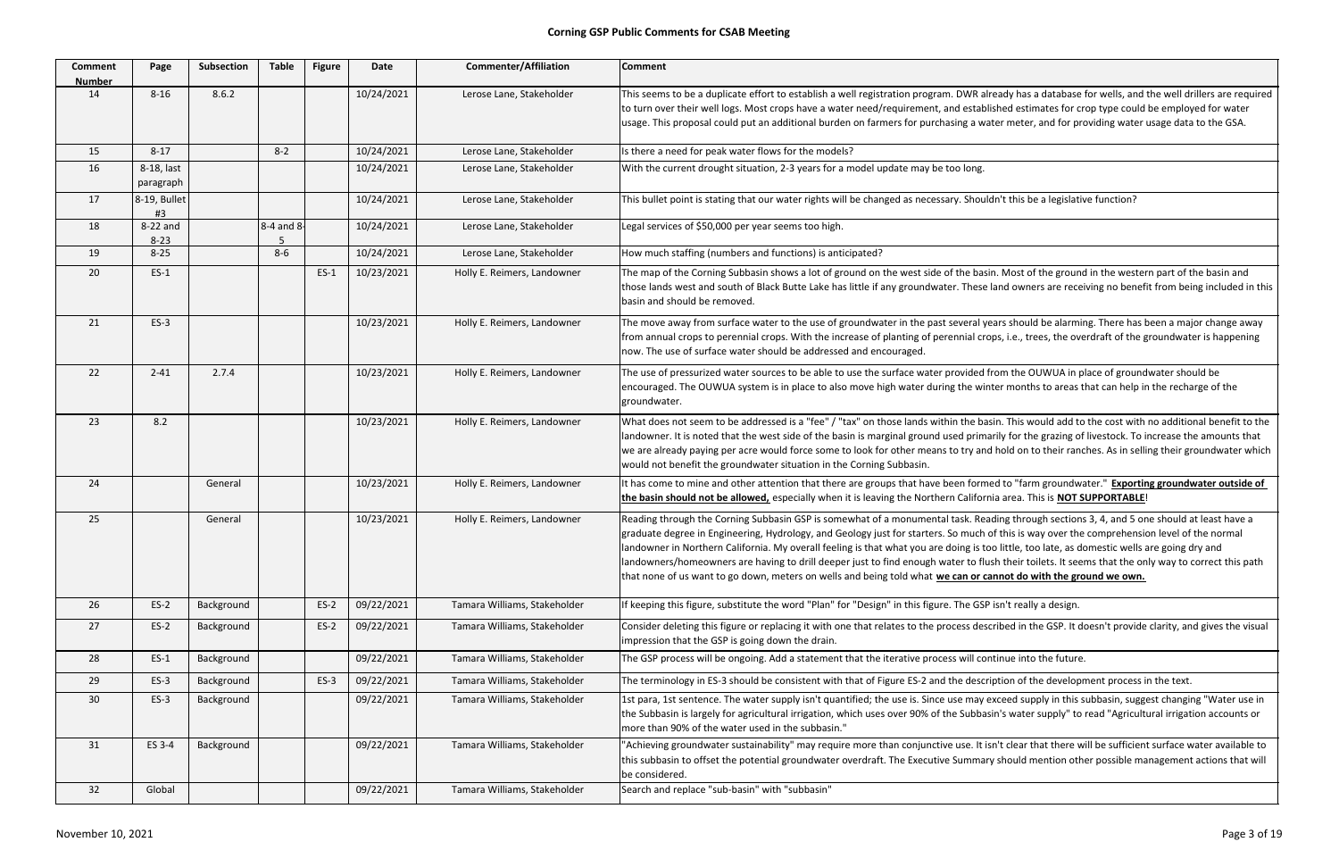# Corning GSP Public Comments for CSAB Meeting

| Comment Number | Page | Subsection | Table | Figure | Date | Commenter/Affiliation | Comment |
|---|---|---|---|---|---|---|---|
| 14 | 8-16 | 8.6.2 | | | 10/24/2021 | Lerose Lane, Stakeholder | This seems to be a duplicate effort to establish a well registration program. DWR already has a database for wells, and the well drillers are required to turn over their well logs. Most crops have a water need/requirement, and established estimates for crop type could be employed for water usage. This proposal could put an additional burden on farmers for purchasing a water meter, and for providing water usage data to the GSA. |
| 15 | 8-17 | | 8-2 | | 10/24/2021 | Lerose Lane, Stakeholder | Is there a need for peak water flows for the models? |
| 16 | 8-18, last paragraph | | | | 10/24/2021 | Lerose Lane, Stakeholder | With the current drought situation, 2-3 years for a model update may be too long. |
| 17 | 8-19, Bullet #3 | | | | 10/24/2021 | Lerose Lane, Stakeholder | This bullet point is stating that our water rights will be changed as necessary. Shouldn't this be a legislative function? |
| 18 | 8-22 and 8-23 | | 8-4 and 8-5 | | 10/24/2021 | Lerose Lane, Stakeholder | Legal services of $50,000 per year seems too high. |
| 19 | 8-25 | | 8-6 | | 10/24/2021 | Lerose Lane, Stakeholder | How much staffing (numbers and functions) is anticipated? |
| 20 | ES-1 | | | ES-1 | 10/23/2021 | Holly E. Reimers, Landowner | The map of the Corning Subbasin shows a lot of ground on the west side of the basin. Most of the ground in the western part of the basin and those lands west and south of Black Butte Lake has little if any groundwater. These land owners are receiving no benefit from being included in this basin and should be removed. |
| 21 | ES-3 | | | | 10/23/2021 | Holly E. Reimers, Landowner | The move away from surface water to the use of groundwater in the past several years should be alarming. There has been a major change away from annual crops to perennial crops. With the increase of planting of perennial crops, i.e., trees, the overdraft of the groundwater is happening now. The use of surface water should be addressed and encouraged. |
| 22 | 2-41 | 2.7.4 | | | 10/23/2021 | Holly E. Reimers, Landowner | The use of pressurized water sources to be able to use the surface water provided from the OUWUA in place of groundwater should be encouraged. The OUWUA system is in place to also move high water during the winter months to areas that can help in the recharge of the groundwater. |
| 23 | 8.2 | | | | 10/23/2021 | Holly E. Reimers, Landowner | What does not seem to be addressed is a "fee" / "tax" on those lands within the basin. This would add to the cost with no additional benefit to the landowner. It is noted that the west side of the basin is marginal ground used primarily for the grazing of livestock. To increase the amounts that we are already paying per acre would force some to look for other means to try and hold on to their ranches. As in selling their groundwater which would not benefit the groundwater situation in the Corning Subbasin. |
| 24 | | General | | | 10/23/2021 | Holly E. Reimers, Landowner | It has come to mine and other attention that there are groups that have been formed to "farm groundwater." **Exporting groundwater outside of the basin should not be allowed,** especially when it is leaving the Northern California area. This is **NOT SUPPORTABLE**! |
| 25 | | General | | | 10/23/2021 | Holly E. Reimers, Landowner | Reading through the Corning Subbasin GSP is somewhat of a monumental task. Reading through sections 3, 4, and 5 one should at least have a graduate degree in Engineering, Hydrology, and Geology just for starters. So much of this is way over the comprehension level of the normal landowner in Northern California. My overall feeling is that what you are doing is too little, too late, as domestic wells are going dry and landowners/homeowners are having to drill deeper just to find enough water to flush their toilets. It seems that the only way to correct this path that none of us want to go down, meters on wells and being told what **we can or cannot do with the ground we own.** |
| 26 | ES-2 | Background | | ES-2 | 09/22/2021 | Tamara Williams, Stakeholder | If keeping this figure, substitute the word "Plan" for "Design" in this figure. The GSP isn't really a design. |
| 27 | ES-2 | Background | | ES-2 | 09/22/2021 | Tamara Williams, Stakeholder | Consider deleting this figure or replacing it with one that relates to the process described in the GSP. It doesn't provide clarity, and gives the visual impression that the GSP is going down the drain. |
| 28 | ES-1 | Background | | | 09/22/2021 | Tamara Williams, Stakeholder | The GSP process will be ongoing. Add a statement that the iterative process will continue into the future. |
| 29 | ES-3 | Background | | ES-3 | 09/22/2021 | Tamara Williams, Stakeholder | The terminology in ES-3 should be consistent with that of Figure ES-2 and the description of the development process in the text. |
| 30 | ES-3 | Background | | | 09/22/2021 | Tamara Williams, Stakeholder | 1st para, 1st sentence. The water supply isn't quantified; the use is. Since use may exceed supply in this subbasin, suggest changing "Water use in the Subbasin is largely for agricultural irrigation, which uses over 90% of the Subbasin's water supply" to read "Agricultural irrigation accounts or more than 90% of the water used in the subbasin." |
| 31 | ES 3-4 | Background | | | 09/22/2021 | Tamara Williams, Stakeholder | "Achieving groundwater sustainability" may require more than conjunctive use. It isn't clear that there will be sufficient surface water available to this subbasin to offset the potential groundwater overdraft. The Executive Summary should mention other possible management actions that will be considered. |
| 32 | Global | | | | 09/22/2021 | Tamara Williams, Stakeholder | Search and replace "sub-basin" with "subbasin" |

November 10, 2021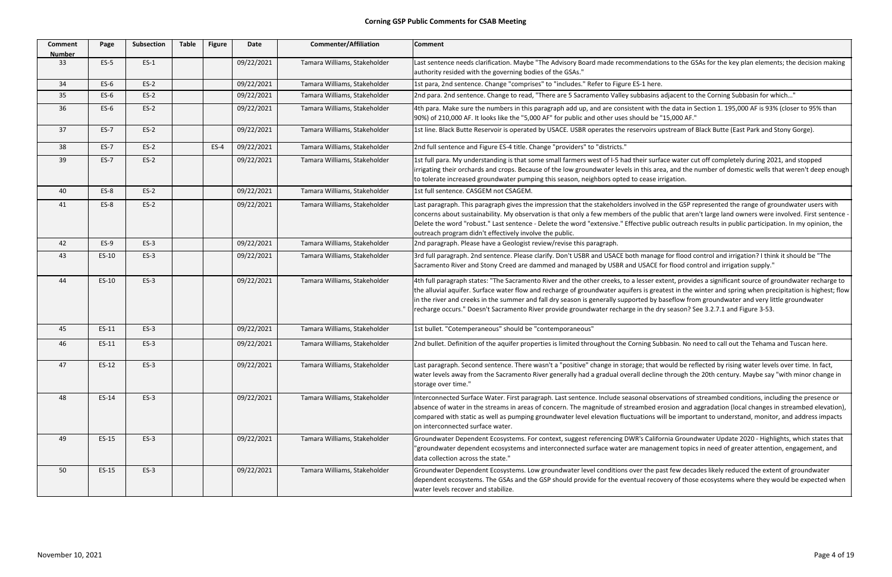# Corning GSP Public Comments for CSAB Meeting

| Comment Number | Page | Subsection | Table | Figure | Date | Commenter/Affiliation | Comment |
|---|---|---|---|---|---|---|---|
| 33 | ES-5 | ES-1 | | | 09/22/2021 | Tamara Williams, Stakeholder | Last sentence needs clarification. Maybe "The Advisory Board made recommendations to the GSAs for the key plan elements; the decision making authority resided with the governing bodies of the GSAs." |
| 34 | ES-6 | ES-2 | | | 09/22/2021 | Tamara Williams, Stakeholder | 1st para, 2nd sentence. Change "comprises" to "includes." Refer to Figure ES-1 here. |
| 35 | ES-6 | ES-2 | | | 09/22/2021 | Tamara Williams, Stakeholder | 2nd para. 2nd sentence. Change to read, "There are 5 Sacramento Valley subbasins adjacent to the Corning Subbasin for which…" |
| 36 | ES-6 | ES-2 | | | 09/22/2021 | Tamara Williams, Stakeholder | 4th para. Make sure the numbers in this paragraph add up, and are consistent with the data in Section 1. 195,000 AF is 93% (closer to 95% than 90%) of 210,000 AF. It looks like the "5,000 AF" for public and other uses should be "15,000 AF." |
| 37 | ES-7 | ES-2 | | | 09/22/2021 | Tamara Williams, Stakeholder | 1st line. Black Butte Reservoir is operated by USACE. USBR operates the reservoirs upstream of Black Butte (East Park and Stony Gorge). |
| 38 | ES-7 | ES-2 | | ES-4 | 09/22/2021 | Tamara Williams, Stakeholder | 2nd full sentence and Figure ES-4 title. Change "providers" to "districts." |
| 39 | ES-7 | ES-2 | | | 09/22/2021 | Tamara Williams, Stakeholder | 1st full para. My understanding is that some small farmers west of I-5 had their surface water cut off completely during 2021, and stopped irrigating their orchards and crops. Because of the low groundwater levels in this area, and the number of domestic wells that weren't deep enough to tolerate increased groundwater pumping this season, neighbors opted to cease irrigation. |
| 40 | ES-8 | ES-2 | | | 09/22/2021 | Tamara Williams, Stakeholder | 1st full sentence. CASGEM not CSAGEM. |
| 41 | ES-8 | ES-2 | | | 09/22/2021 | Tamara Williams, Stakeholder | Last paragraph. This paragraph gives the impression that the stakeholders involved in the GSP represented the range of groundwater users with concerns about sustainability. My observation is that only a few members of the public that aren't large land owners were involved. First sentence - Delete the word "robust." Last sentence - Delete the word "extensive." Effective public outreach results in public participation. In my opinion, the outreach program didn't effectively involve the public. |
| 42 | ES-9 | ES-3 | | | 09/22/2021 | Tamara Williams, Stakeholder | 2nd paragraph. Please have a Geologist review/revise this paragraph. |
| 43 | ES-10 | ES-3 | | | 09/22/2021 | Tamara Williams, Stakeholder | 3rd full paragraph. 2nd sentence. Please clarify. Don't USBR and USACE both manage for flood control and irrigation? I think it should be "The Sacramento River and Stony Creed are dammed and managed by USBR and USACE for flood control and irrigation supply." |
| 44 | ES-10 | ES-3 | | | 09/22/2021 | Tamara Williams, Stakeholder | 4th full paragraph states: "The Sacramento River and the other creeks, to a lesser extent, provides a significant source of groundwater recharge to the alluvial aquifer. Surface water flow and recharge of groundwater aquifers is greatest in the winter and spring when precipitation is highest; flow in the river and creeks in the summer and fall dry season is generally supported by baseflow from groundwater and very little groundwater recharge occurs." Doesn't Sacramento River provide groundwater recharge in the dry season? See 3.2.7.1 and Figure 3-53. |
| 45 | ES-11 | ES-3 | | | 09/22/2021 | Tamara Williams, Stakeholder | 1st bullet. "Cotemperaneous" should be "contemporaneous" |
| 46 | ES-11 | ES-3 | | | 09/22/2021 | Tamara Williams, Stakeholder | 2nd bullet. Definition of the aquifer properties is limited throughout the Corning Subbasin. No need to call out the Tehama and Tuscan here. |
| 47 | ES-12 | ES-3 | | | 09/22/2021 | Tamara Williams, Stakeholder | Last paragraph. Second sentence. There wasn't a "positive" change in storage; that would be reflected by rising water levels over time. In fact, water levels away from the Sacramento River generally had a gradual overall decline through the 20th century. Maybe say "with minor change in storage over time." |
| 48 | ES-14 | ES-3 | | | 09/22/2021 | Tamara Williams, Stakeholder | Interconnected Surface Water. First paragraph. Last sentence. Include seasonal observations of streambed conditions, including the presence or absence of water in the streams in areas of concern. The magnitude of streambed erosion and aggradation (local changes in streambed elevation), compared with static as well as pumping groundwater level elevation fluctuations will be important to understand, monitor, and address impacts on interconnected surface water. |
| 49 | ES-15 | ES-3 | | | 09/22/2021 | Tamara Williams, Stakeholder | Groundwater Dependent Ecosystems. For context, suggest referencing DWR's California Groundwater Update 2020 - Highlights, which states that "groundwater dependent ecosystems and interconnected surface water are management topics in need of greater attention, engagement, and data collection across the state." |
| 50 | ES-15 | ES-3 | | | 09/22/2021 | Tamara Williams, Stakeholder | Groundwater Dependent Ecosystems. Low groundwater level conditions over the past few decades likely reduced the extent of groundwater dependent ecosystems. The GSAs and the GSP should provide for the eventual recovery of those ecosystems where they would be expected when water levels recover and stabilize. |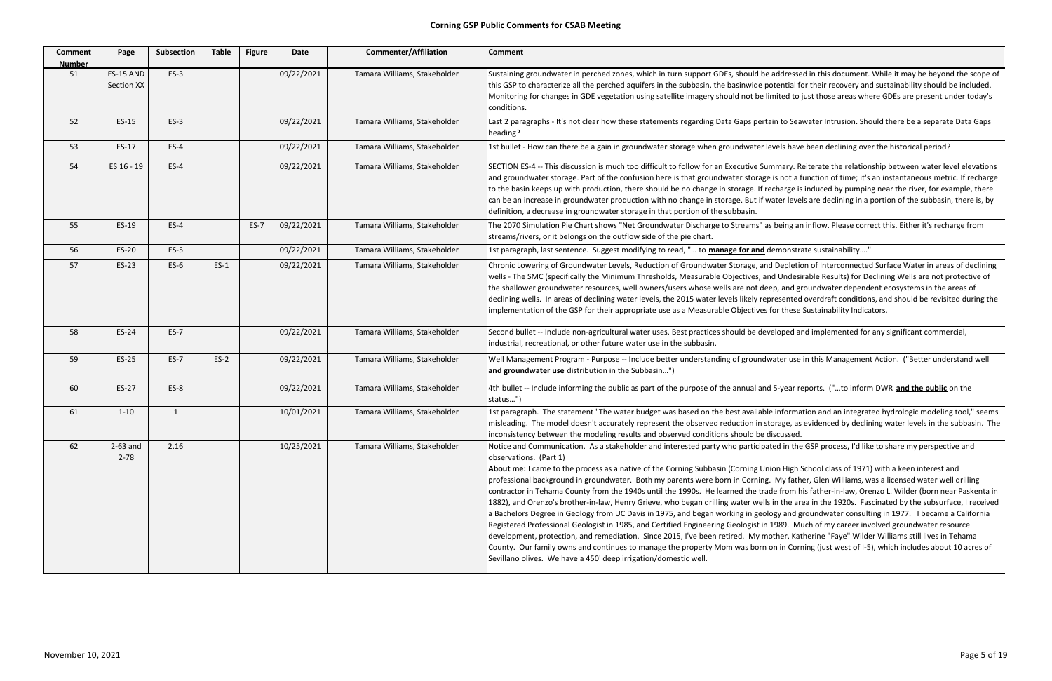## Corning GSP Public Comments for CSAB Meeting

| Comment Number | Page | Subsection | Table | Figure | Date | Commenter/Affiliation | Comment |
|---|---|---|---|---|---|---|---|
| 51 | ES-15 AND Section XX | ES-3 | | | 09/22/2021 | Tamara Williams, Stakeholder | Sustaining groundwater in perched zones, which in turn support GDEs, should be addressed in this document. While it may be beyond the scope of this GSP to characterize all the perched aquifers in the subbasin, the basinwide potential for their recovery and sustainability should be included. Monitoring for changes in GDE vegetation using satellite imagery should not be limited to just those areas where GDEs are present under today's conditions. |
| 52 | ES-15 | ES-3 | | | 09/22/2021 | Tamara Williams, Stakeholder | Last 2 paragraphs - It's not clear how these statements regarding Data Gaps pertain to Seawater Intrusion. Should there be a separate Data Gaps heading? |
| 53 | ES-17 | ES-4 | | | 09/22/2021 | Tamara Williams, Stakeholder | 1st bullet - How can there be a gain in groundwater storage when groundwater levels have been declining over the historical period? |
| 54 | ES 16 - 19 | ES-4 | | | 09/22/2021 | Tamara Williams, Stakeholder | SECTION ES-4 -- This discussion is much too difficult to follow for an Executive Summary. Reiterate the relationship between water level elevations and groundwater storage. Part of the confusion here is that groundwater storage is not a function of time; it's an instantaneous metric. If recharge to the basin keeps up with production, there should be no change in storage. If recharge is induced by pumping near the river, for example, there can be an increase in groundwater production with no change in storage. But if water levels are declining in a portion of the subbasin, there is, by definition, a decrease in groundwater storage in that portion of the subbasin. |
| 55 | ES-19 | ES-4 | | ES-7 | 09/22/2021 | Tamara Williams, Stakeholder | The 2070 Simulation Pie Chart shows "Net Groundwater Discharge to Streams" as being an inflow. Please correct this. Either it's recharge from streams/rivers, or it belongs on the outflow side of the pie chart. |
| 56 | ES-20 | ES-5 | | | 09/22/2021 | Tamara Williams, Stakeholder | 1st paragraph, last sentence. Suggest modifying to read, "... to **manage for and** demonstrate sustainability...." |
| 57 | ES-23 | ES-6 | ES-1 | | 09/22/2021 | Tamara Williams, Stakeholder | Chronic Lowering of Groundwater Levels, Reduction of Groundwater Storage, and Depletion of Interconnected Surface Water in areas of declining wells - The SMC (specifically the Minimum Thresholds, Measurable Objectives, and Undesirable Results) for Declining Wells are not protective of the shallower groundwater resources, well owners/users whose wells are not deep, and groundwater dependent ecosystems in the areas of declining wells. In areas of declining water levels, the 2015 water levels likely represented overdraft conditions, and should be revisited during the implementation of the GSP for their appropriate use as a Measurable Objectives for these Sustainability Indicators. |
| 58 | ES-24 | ES-7 | | | 09/22/2021 | Tamara Williams, Stakeholder | Second bullet -- Include non-agricultural water uses. Best practices should be developed and implemented for any significant commercial, industrial, recreational, or other future water use in the subbasin. |
| 59 | ES-25 | ES-7 | ES-2 | | 09/22/2021 | Tamara Williams, Stakeholder | Well Management Program - Purpose -- Include better understanding of groundwater use in this Management Action. ("Better understand well **and groundwater use** distribution in the Subbasin...") |
| 60 | ES-27 | ES-8 | | | 09/22/2021 | Tamara Williams, Stakeholder | 4th bullet -- Include informing the public as part of the purpose of the annual and 5-year reports. ("...to inform DWR **and the public** on the status...") |
| 61 | 1-10 | 1 | | | 10/01/2021 | Tamara Williams, Stakeholder | 1st paragraph. The statement "The water budget was based on the best available information and an integrated hydrologic modeling tool," seems misleading. The model doesn't accurately represent the observed reduction in storage, as evidenced by declining water levels in the subbasin. The inconsistency between the modeling results and observed conditions should be discussed. |
| 62 | 2-63 and 2-78 | 2.16 | | | 10/25/2021 | Tamara Williams, Stakeholder | Notice and Communication. As a stakeholder and interested party who participated in the GSP process, I'd like to share my perspective and observations. (Part 1)<br>**About me:** I came to the process as a native of the Corning Subbasin (Corning Union High School class of 1971) with a keen interest and professional background in groundwater. Both my parents were born in Corning. My father, Glen Williams, was a licensed water well drilling contractor in Tehama County from the 1940s until the 1990s. He learned the trade from his father-in-law, Orenzo L. Wilder (born near Paskenta in 1882), and Orenzo's brother-in-law, Henry Grieve, who began drilling water wells in the area in the 1920s. Fascinated by the subsurface, I received a Bachelors Degree in Geology from UC Davis in 1975, and began working in geology and groundwater consulting in 1977. I became a California Registered Professional Geologist in 1985, and Certified Engineering Geologist in 1989. Much of my career involved groundwater resource development, protection, and remediation. Since 2015, I've been retired. My mother, Katherine "Faye" Wilder Williams still lives in Tehama County. Our family owns and continues to manage the property Mom was born on in Corning (just west of I-5), which includes about 10 acres of Sevillano olives. We have a 450' deep irrigation/domestic well. |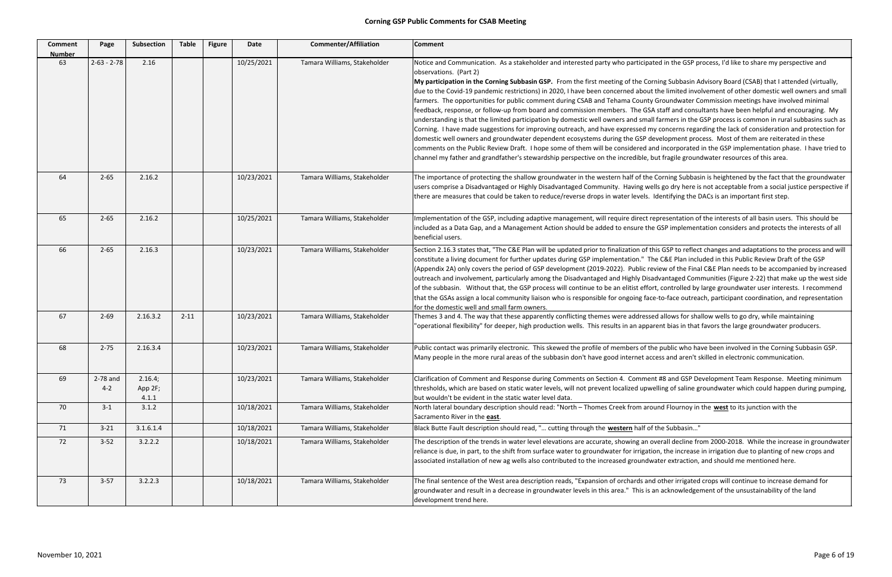# Corning GSP Public Comments for CSAB Meeting

| Comment Number | Page | Subsection | Table | Figure | Date | Commenter/Affiliation | Comment |
|---|---|---|---|---|---|---|---|
| 63 | 2-63 - 2-78 | 2.16 | | | 10/25/2021 | Tamara Williams, Stakeholder | Notice and Communication. As a stakeholder and interested party who participated in the GSP process, I'd like to share my perspective and observations. (Part 2)<br>**My participation in the Corning Subbasin GSP.** From the first meeting of the Corning Subbasin Advisory Board (CSAB) that I attended (virtually, due to the Covid-19 pandemic restrictions) in 2020, I have been concerned about the limited involvement of other domestic well owners and small farmers. The opportunities for public comment during CSAB and Tehama County Groundwater Commission meetings have involved minimal feedback, response, or follow-up from board and commission members. The GSA staff and consultants have been helpful and encouraging. My understanding is that the limited participation by domestic well owners and small farmers in the GSP process is common in rural subbasins such as Corning. I have made suggestions for improving outreach, and have expressed my concerns regarding the lack of consideration and protection for domestic well owners and groundwater dependent ecosystems during the GSP development process. Most of them are reiterated in these comments on the Public Review Draft. I hope some of them will be considered and incorporated in the GSP implementation phase. I have tried to channel my father and grandfather's stewardship perspective on the incredible, but fragile groundwater resources of this area. |
| 64 | 2-65 | 2.16.2 | | | 10/23/2021 | Tamara Williams, Stakeholder | The importance of protecting the shallow groundwater in the western half of the Corning Subbasin is heightened by the fact that the groundwater users comprise a Disadvantaged or Highly Disadvantaged Community. Having wells go dry here is not acceptable from a social justice perspective if there are measures that could be taken to reduce/reverse drops in water levels. Identifying the DACs is an important first step. |
| 65 | 2-65 | 2.16.2 | | | 10/25/2021 | Tamara Williams, Stakeholder | Implementation of the GSP, including adaptive management, will require direct representation of the interests of all basin users. This should be included as a Data Gap, and a Management Action should be added to ensure the GSP implementation considers and protects the interests of all beneficial users. |
| 66 | 2-65 | 2.16.3 | | | 10/23/2021 | Tamara Williams, Stakeholder | Section 2.16.3 states that, "The C&E Plan will be updated prior to finalization of this GSP to reflect changes and adaptations to the process and will constitute a living document for further updates during GSP implementation." The C&E Plan included in this Public Review Draft of the GSP (Appendix 2A) only covers the period of GSP development (2019-2022). Public review of the Final C&E Plan needs to be accompanied by increased outreach and involvement, particularly among the Disadvantaged and Highly Disadvantaged Communities (Figure 2-22) that make up the west side of the subbasin. Without that, the GSP process will continue to be an elitist effort, controlled by large groundwater user interests. I recommend that the GSAs assign a local community liaison who is responsible for ongoing face-to-face outreach, participant coordination, and representation for the domestic well and small farm owners. |
| 67 | 2-69 | 2.16.3.2 | 2-11 | | 10/23/2021 | Tamara Williams, Stakeholder | Themes 3 and 4. The way that these apparently conflicting themes were addressed allows for shallow wells to go dry, while maintaining "operational flexibility" for deeper, high production wells. This results in an apparent bias in that favors the large groundwater producers. |
| 68 | 2-75 | 2.16.3.4 | | | 10/23/2021 | Tamara Williams, Stakeholder | Public contact was primarily electronic. This skewed the profile of members of the public who have been involved in the Corning Subbasin GSP. Many people in the more rural areas of the subbasin don't have good internet access and aren't skilled in electronic communication. |
| 69 | 2-78 and 4-2 | 2.16.4; App 2F; 4.1.1 | | | 10/23/2021 | Tamara Williams, Stakeholder | Clarification of Comment and Response during Comments on Section 4. Comment #8 and GSP Development Team Response. Meeting minimum thresholds, which are based on static water levels, will not prevent localized upwelling of saline groundwater which could happen during pumping, but wouldn't be evident in the static water level data. |
| 70 | 3-1 | 3.1.2 | | | 10/18/2021 | Tamara Williams, Stakeholder | North lateral boundary description should read: "North – Thomes Creek from around Flournoy in the **west** to its junction with the Sacramento River in the **east**. |
| 71 | 3-21 | 3.1.6.1.4 | | | 10/18/2021 | Tamara Williams, Stakeholder | Black Butte Fault description should read, "... cutting through the **western** half of the Subbasin..." |
| 72 | 3-52 | 3.2.2.2 | | | 10/18/2021 | Tamara Williams, Stakeholder | The description of the trends in water level elevations are accurate, showing an overall decline from 2000-2018. While the increase in groundwater reliance is due, in part, to the shift from surface water to groundwater for irrigation, the increase in irrigation due to planting of new crops and associated installation of new ag wells also contributed to the increased groundwater extraction, and should me mentioned here. |
| 73 | 3-57 | 3.2.2.3 | | | 10/18/2021 | Tamara Williams, Stakeholder | The final sentence of the West area description reads, "Expansion of orchards and other irrigated crops will continue to increase demand for groundwater and result in a decrease in groundwater levels in this area." This is an acknowledgement of the unsustainability of the land development trend here. |

November 10, 2021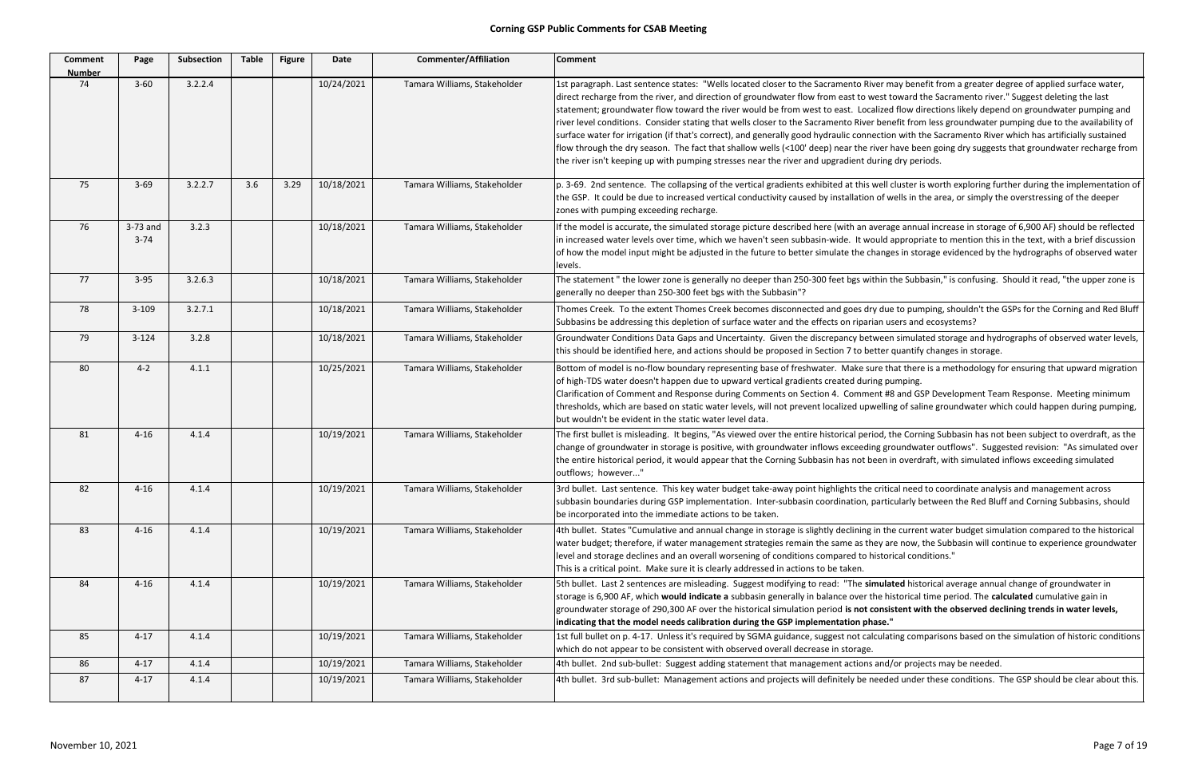# Corning GSP Public Comments for CSAB Meeting

| Comment Number | Page | Subsection | Table | Figure | Date | Commenter/Affiliation | Comment |
|---|---|---|---|---|---|---|---|
| 74 | 3-60 | 3.2.2.4 | | | 10/24/2021 | Tamara Williams, Stakeholder | 1st paragraph. Last sentence states: "Wells located closer to the Sacramento River may benefit from a greater degree of applied surface water, direct recharge from the river, and direction of groundwater flow from east to west toward the Sacramento river." Suggest deleting the last statement; groundwater flow toward the river would be from west to east. Localized flow directions likely depend on groundwater pumping and river level conditions. Consider stating that wells closer to the Sacramento River benefit from less groundwater pumping due to the availability of surface water for irrigation (if that's correct), and generally good hydraulic connection with the Sacramento River which has artificially sustained flow through the dry season. The fact that shallow wells (<100' deep) near the river have been going dry suggests that groundwater recharge from the river isn't keeping up with pumping stresses near the river and upgradient during dry periods. |
| 75 | 3-69 | 3.2.2.7 | 3.6 | 3.29 | 10/18/2021 | Tamara Williams, Stakeholder | p. 3-69. 2nd sentence. The collapsing of the vertical gradients exhibited at this well cluster is worth exploring further during the implementation of the GSP. It could be due to increased vertical conductivity caused by installation of wells in the area, or simply the overstressing of the deeper zones with pumping exceeding recharge. |
| 76 | 3-73 and 3-74 | 3.2.3 | | | 10/18/2021 | Tamara Williams, Stakeholder | If the model is accurate, the simulated storage picture described here (with an average annual increase in storage of 6,900 AF) should be reflected in increased water levels over time, which we haven't seen subbasin-wide. It would appropriate to mention this in the text, with a brief discussion of how the model input might be adjusted in the future to better simulate the changes in storage evidenced by the hydrographs of observed water levels. |
| 77 | 3-95 | 3.2.6.3 | | | 10/18/2021 | Tamara Williams, Stakeholder | The statement " the lower zone is generally no deeper than 250-300 feet bgs within the Subbasin," is confusing. Should it read, "the upper zone is generally no deeper than 250-300 feet bgs with the Subbasin"? |
| 78 | 3-109 | 3.2.7.1 | | | 10/18/2021 | Tamara Williams, Stakeholder | Thomes Creek. To the extent Thomes Creek becomes disconnected and goes dry due to pumping, shouldn't the GSPs for the Corning and Red Bluff Subbasins be addressing this depletion of surface water and the effects on riparian users and ecosystems? |
| 79 | 3-124 | 3.2.8 | | | 10/18/2021 | Tamara Williams, Stakeholder | Groundwater Conditions Data Gaps and Uncertainty. Given the discrepancy between simulated storage and hydrographs of observed water levels, this should be identified here, and actions should be proposed in Section 7 to better quantify changes in storage. |
| 80 | 4-2 | 4.1.1 | | | 10/25/2021 | Tamara Williams, Stakeholder | Bottom of model is no-flow boundary representing base of freshwater. Make sure that there is a methodology for ensuring that upward migration of high-TDS water doesn't happen due to upward vertical gradients created during pumping.<br>Clarification of Comment and Response during Comments on Section 4. Comment #8 and GSP Development Team Response. Meeting minimum thresholds, which are based on static water levels, will not prevent localized upwelling of saline groundwater which could happen during pumping, but wouldn't be evident in the static water level data. |
| 81 | 4-16 | 4.1.4 | | | 10/19/2021 | Tamara Williams, Stakeholder | The first bullet is misleading. It begins, "As viewed over the entire historical period, the Corning Subbasin has not been subject to overdraft, as the change of groundwater in storage is positive, with groundwater inflows exceeding groundwater outflows". Suggested revision: "As simulated over the entire historical period, it would appear that the Corning Subbasin has not been in overdraft, with simulated inflows exceeding simulated outflows; however..." |
| 82 | 4-16 | 4.1.4 | | | 10/19/2021 | Tamara Williams, Stakeholder | 3rd bullet. Last sentence. This key water budget take-away point highlights the critical need to coordinate analysis and management across subbasin boundaries during GSP implementation. Inter-subbasin coordination, particularly between the Red Bluff and Corning Subbasins, should be incorporated into the immediate actions to be taken. |
| 83 | 4-16 | 4.1.4 | | | 10/19/2021 | Tamara Williams, Stakeholder | 4th bullet. States "Cumulative and annual change in storage is slightly declining in the current water budget simulation compared to the historical water budget; therefore, if water management strategies remain the same as they are now, the Subbasin will continue to experience groundwater level and storage declines and an overall worsening of conditions compared to historical conditions."<br>This is a critical point. Make sure it is clearly addressed in actions to be taken. |
| 84 | 4-16 | 4.1.4 | | | 10/19/2021 | Tamara Williams, Stakeholder | 5th bullet. Last 2 sentences are misleading. Suggest modifying to read: "The **simulated** historical average annual change of groundwater in storage is 6,900 AF, which **would indicate a** subbasin generally in balance over the historical time period. The **calculated** cumulative gain in groundwater storage of 290,300 AF over the historical simulation period **is not consistent with the observed declining trends in water levels, indicating that the model needs calibration during the GSP implementation phase."** |
| 85 | 4-17 | 4.1.4 | | | 10/19/2021 | Tamara Williams, Stakeholder | 1st full bullet on p. 4-17. Unless it's required by SGMA guidance, suggest not calculating comparisons based on the simulation of historic conditions which do not appear to be consistent with observed overall decrease in storage. |
| 86 | 4-17 | 4.1.4 | | | 10/19/2021 | Tamara Williams, Stakeholder | 4th bullet. 2nd sub-bullet: Suggest adding statement that management actions and/or projects may be needed. |
| 87 | 4-17 | 4.1.4 | | | 10/19/2021 | Tamara Williams, Stakeholder | 4th bullet. 3rd sub-bullet: Management actions and projects will definitely be needed under these conditions. The GSP should be clear about this. |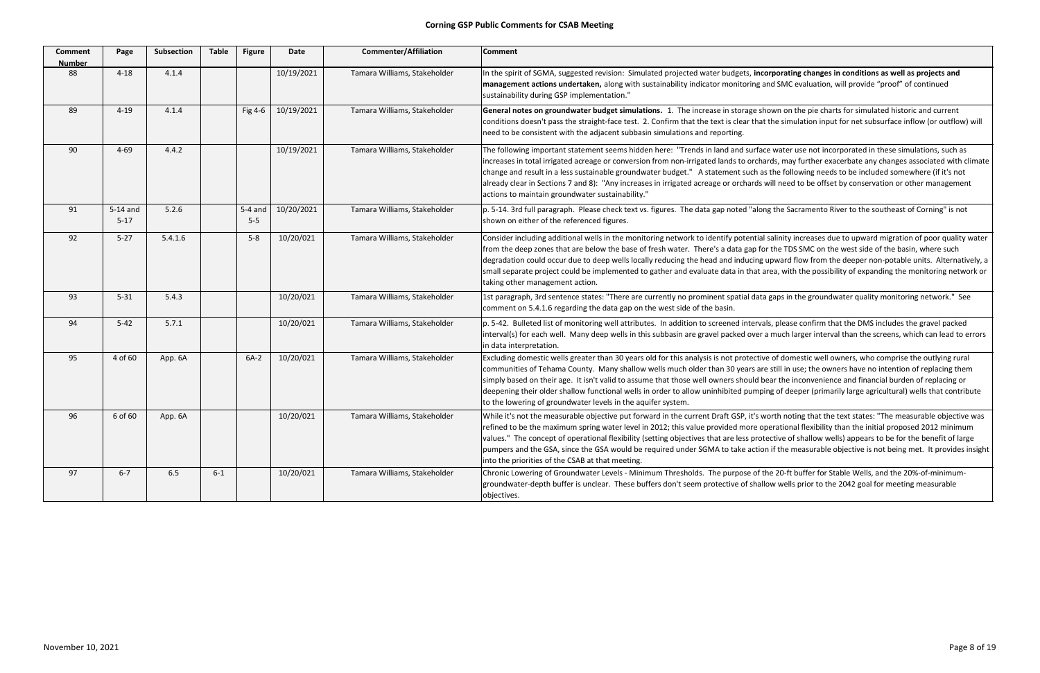## Corning GSP Public Comments for CSAB Meeting

| Comment Number | Page | Subsection | Table | Figure | Date | Commenter/Affiliation | Comment |
|---|---|---|---|---|---|---|---|
| 88 | 4-18 | 4.1.4 | | | 10/19/2021 | Tamara Williams, Stakeholder | In the spirit of SGMA, suggested revision: Simulated projected water budgets, **incorporating changes in conditions as well as projects and management actions undertaken,** along with sustainability indicator monitoring and SMC evaluation, will provide "proof" of continued sustainability during GSP implementation." |
| 89 | 4-19 | 4.1.4 | | Fig 4-6 | 10/19/2021 | Tamara Williams, Stakeholder | **General notes on groundwater budget simulations.** 1. The increase in storage shown on the pie charts for simulated historic and current conditions doesn't pass the straight-face test. 2. Confirm that the text is clear that the simulation input for net subsurface inflow (or outflow) will need to be consistent with the adjacent subbasin simulations and reporting. |
| 90 | 4-69 | 4.4.2 | | | 10/19/2021 | Tamara Williams, Stakeholder | The following important statement seems hidden here: "Trends in land and surface water use not incorporated in these simulations, such as increases in total irrigated acreage or conversion from non-irrigated lands to orchards, may further exacerbate any changes associated with climate change and result in a less sustainable groundwater budget." A statement such as the following needs to be included somewhere (if it's not already clear in Sections 7 and 8): "Any increases in irrigated acreage or orchards will need to be offset by conservation or other management actions to maintain groundwater sustainability." |
| 91 | 5-14 and 5-17 | 5.2.6 | | 5-4 and 5-5 | 10/20/2021 | Tamara Williams, Stakeholder | p. 5-14. 3rd full paragraph. Please check text vs. figures. The data gap noted "along the Sacramento River to the southeast of Corning" is not shown on either of the referenced figures. |
| 92 | 5-27 | 5.4.1.6 | | 5-8 | 10/20/2021 | Tamara Williams, Stakeholder | Consider including additional wells in the monitoring network to identify potential salinity increases due to upward migration of poor quality water from the deep zones that are below the base of fresh water. There's a data gap for the TDS SMC on the west side of the basin, where such degradation could occur due to deep wells locally reducing the head and inducing upward flow from the deeper non-potable units. Alternatively, a small separate project could be implemented to gather and evaluate data in that area, with the possibility of expanding the monitoring network or taking other management action. |
| 93 | 5-31 | 5.4.3 | | | 10/20/2021 | Tamara Williams, Stakeholder | 1st paragraph, 3rd sentence states: "There are currently no prominent spatial data gaps in the groundwater quality monitoring network." See comment on 5.4.1.6 regarding the data gap on the west side of the basin. |
| 94 | 5-42 | 5.7.1 | | | 10/20/2021 | Tamara Williams, Stakeholder | p. 5-42. Bulleted list of monitoring well attributes. In addition to screened intervals, please confirm that the DMS includes the gravel packed interval(s) for each well. Many deep wells in this subbasin are gravel packed over a much larger interval than the screens, which can lead to errors in data interpretation. |
| 95 | 4 of 60 | App. 6A | | 6A-2 | 10/20/2021 | Tamara Williams, Stakeholder | Excluding domestic wells greater than 30 years old for this analysis is not protective of domestic well owners, who comprise the outlying rural communities of Tehama County. Many shallow wells much older than 30 years are still in use; the owners have no intention of replacing them simply based on their age. It isn't valid to assume that those well owners should bear the inconvenience and financial burden of replacing or deepening their older shallow functional wells in order to allow uninhibited pumping of deeper (primarily large agricultural) wells that contribute to the lowering of groundwater levels in the aquifer system. |
| 96 | 6 of 60 | App. 6A | | | 10/20/2021 | Tamara Williams, Stakeholder | While it's not the measurable objective put forward in the current Draft GSP, it's worth noting that the text states: "The measurable objective was refined to be the maximum spring water level in 2012; this value provided more operational flexibility than the initial proposed 2012 minimum values." The concept of operational flexibility (setting objectives that are less protective of shallow wells) appears to be for the benefit of large pumpers and the GSA, since the GSA would be required under SGMA to take action if the measurable objective is not being met. It provides insight into the priorities of the CSAB at that meeting. |
| 97 | 6-7 | 6.5 | 6-1 | | 10/20/2021 | Tamara Williams, Stakeholder | Chronic Lowering of Groundwater Levels - Minimum Thresholds. The purpose of the 20-ft buffer for Stable Wells, and the 20%-of-minimum-groundwater-depth buffer is unclear. These buffers don't seem protective of shallow wells prior to the 2042 goal for meeting measurable objectives. |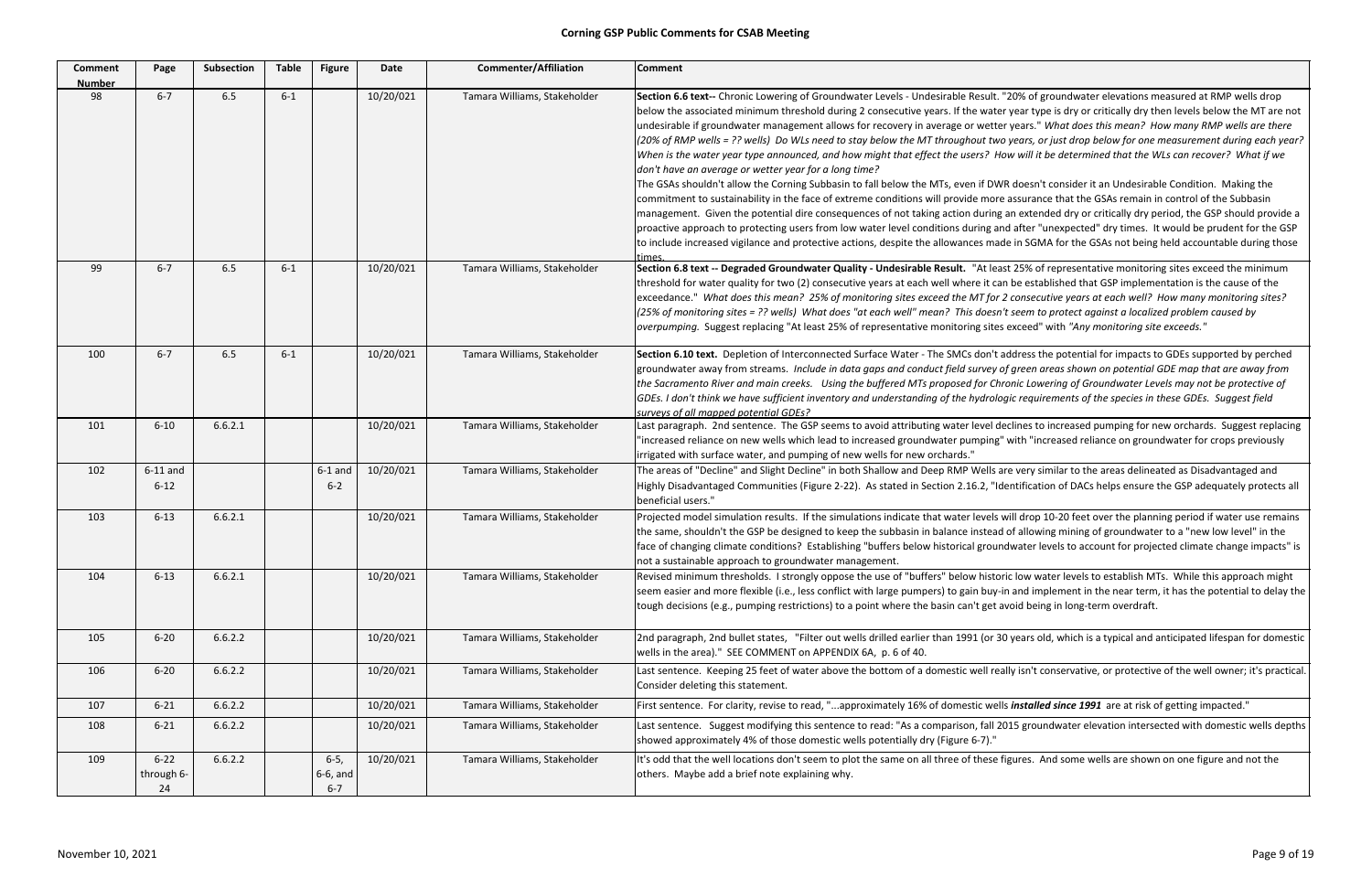# Corning GSP Public Comments for CSAB Meeting

| Comment Number | Page | Subsection | Table | Figure | Date | Commenter/Affiliation | Comment |
|---|---|---|---|---|---|---|---|
| 98 | 6-7 | 6.5 | 6-1 | | 10/20/2021 | Tamara Williams, Stakeholder | **Section 6.6 text--** Chronic Lowering of Groundwater Levels - Undesirable Result. "20% of groundwater elevations measured at RMP wells drop below the associated minimum threshold during 2 consecutive years. If the water year type is dry or critically dry then levels below the MT are not undesirable if groundwater management allows for recovery in average or wetter years." *What does this mean? How many RMP wells are there (20% of RMP wells = ?? wells) Do WLs need to stay below the MT throughout two years, or just drop below for one measurement during each year? When is the water year type announced, and how might that effect the users? How will it be determined that the WLs can recover? What if we don't have an average or wetter year for a long time?* The GSAs shouldn't allow the Corning Subbasin to fall below the MTs, even if DWR doesn't consider it an Undesirable Condition. Making the commitment to sustainability in the face of extreme conditions will provide more assurance that the GSAs remain in control of the Subbasin management. Given the potential dire consequences of not taking action during an extended dry or critically dry period, the GSP should provide a proactive approach to protecting users from low water level conditions during and after "unexpected" dry times. It would be prudent for the GSP to include increased vigilance and protective actions, despite the allowances made in SGMA for the GSAs not being held accountable during those times. |
| 99 | 6-7 | 6.5 | 6-1 | | 10/20/2021 | Tamara Williams, Stakeholder | **Section 6.8 text -- Degraded Groundwater Quality - Undesirable Result.** "At least 25% of representative monitoring sites exceed the minimum threshold for water quality for two (2) consecutive years at each well where it can be established that GSP implementation is the cause of the exceedance." *What does this mean? 25% of monitoring sites exceed the MT for 2 consecutive years at each well? How many monitoring sites? (25% of monitoring sites = ?? wells) What does "at each well" mean? This doesn't seem to protect against a localized problem caused by overpumping.* Suggest replacing "At least 25% of representative monitoring sites exceed" with *"Any monitoring site exceeds."* |
| 100 | 6-7 | 6.5 | 6-1 | | 10/20/2021 | Tamara Williams, Stakeholder | **Section 6.10 text.** Depletion of Interconnected Surface Water - The SMCs don't address the potential for impacts to GDEs supported by perched groundwater away from streams. *Include in data gaps and conduct field survey of green areas shown on potential GDE map that are away from the Sacramento River and main creeks. Using the buffered MTs proposed for Chronic Lowering of Groundwater Levels may not be protective of GDEs. I don't think we have sufficient inventory and understanding of the hydrologic requirements of the species in these GDEs. Suggest field surveys of all mapped potential GDEs?* |
| 101 | 6-10 | 6.6.2.1 | | | 10/20/2021 | Tamara Williams, Stakeholder | Last paragraph. 2nd sentence. The GSP seems to avoid attributing water level declines to increased pumping for new orchards. Suggest replacing "increased reliance on new wells which lead to increased groundwater pumping" with "increased reliance on groundwater for crops previously irrigated with surface water, and pumping of new wells for new orchards." |
| 102 | 6-11 and 6-12 | | | 6-1 and 6-2 | 10/20/2021 | Tamara Williams, Stakeholder | The areas of "Decline" and Slight Decline" in both Shallow and Deep RMP Wells are very similar to the areas delineated as Disadvantaged and Highly Disadvantaged Communities (Figure 2-22). As stated in Section 2.16.2, "Identification of DACs helps ensure the GSP adequately protects all beneficial users." |
| 103 | 6-13 | 6.6.2.1 | | | 10/20/2021 | Tamara Williams, Stakeholder | Projected model simulation results. If the simulations indicate that water levels will drop 10-20 feet over the planning period if water use remains the same, shouldn't the GSP be designed to keep the subbasin in balance instead of allowing mining of groundwater to a "new low level" in the face of changing climate conditions? Establishing "buffers below historical groundwater levels to account for projected climate change impacts" is not a sustainable approach to groundwater management. |
| 104 | 6-13 | 6.6.2.1 | | | 10/20/2021 | Tamara Williams, Stakeholder | Revised minimum thresholds. I strongly oppose the use of "buffers" below historic low water levels to establish MTs. While this approach might seem easier and more flexible (i.e., less conflict with large pumpers) to gain buy-in and implement in the near term, it has the potential to delay the tough decisions (e.g., pumping restrictions) to a point where the basin can't get avoid being in long-term overdraft. |
| 105 | 6-20 | 6.6.2.2 | | | 10/20/2021 | Tamara Williams, Stakeholder | 2nd paragraph, 2nd bullet states, "Filter out wells drilled earlier than 1991 (or 30 years old, which is a typical and anticipated lifespan for domestic wells in the area)." SEE COMMENT on APPENDIX 6A, p. 6 of 40. |
| 106 | 6-20 | 6.6.2.2 | | | 10/20/2021 | Tamara Williams, Stakeholder | Last sentence. Keeping 25 feet of water above the bottom of a domestic well really isn't conservative, or protective of the well owner; it's practical. Consider deleting this statement. |
| 107 | 6-21 | 6.6.2.2 | | | 10/20/2021 | Tamara Williams, Stakeholder | First sentence. For clarity, revise to read, "...approximately 16% of domestic wells ***installed since 1991*** are at risk of getting impacted." |
| 108 | 6-21 | 6.6.2.2 | | | 10/20/2021 | Tamara Williams, Stakeholder | Last sentence. Suggest modifying this sentence to read: "As a comparison, fall 2015 groundwater elevation intersected with domestic wells depths showed approximately 4% of those domestic wells potentially dry (Figure 6-7)." |
| 109 | 6-22 through 6-24 | 6.6.2.2 | | 6-5, 6-6, and 6-7 | 10/20/2021 | Tamara Williams, Stakeholder | It's odd that the well locations don't seem to plot the same on all three of these figures. And some wells are shown on one figure and not the others. Maybe add a brief note explaining why. |

November 10, 2021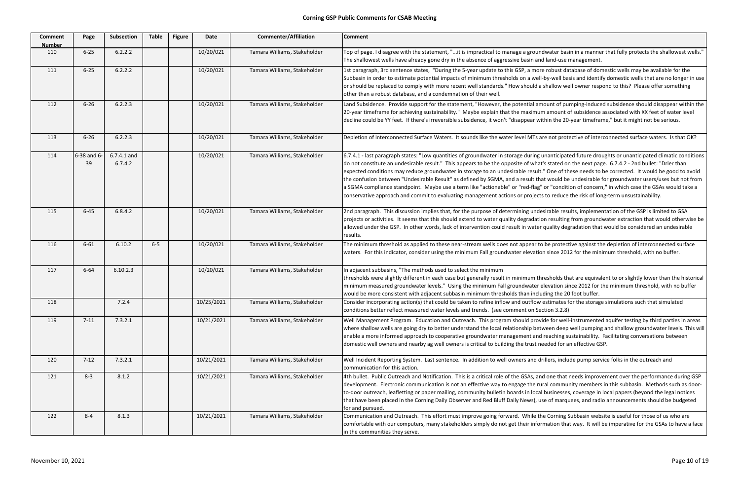# Corning GSP Public Comments for CSAB Meeting

| Comment Number | Page | Subsection | Table | Figure | Date | Commenter/Affiliation | Comment |
|---|---|---|---|---|---|---|---|
| 110 | 6-25 | 6.2.2.2 | | | 10/20/2021 | Tamara Williams, Stakeholder | Top of page. I disagree with the statement, "...it is impractical to manage a groundwater basin in a manner that fully protects the shallowest wells." The shallowest wells have already gone dry in the absence of aggressive basin and land-use management. |
| 111 | 6-25 | 6.2.2.2 | | | 10/20/2021 | Tamara Williams, Stakeholder | 1st paragraph, 3rd sentence states, "During the 5-year update to this GSP, a more robust database of domestic wells may be available for the Subbasin in order to estimate potential impacts of minimum thresholds on a well-by-well basis and identify domestic wells that are no longer in use or should be replaced to comply with more recent well standards." How should a shallow well owner respond to this? Please offer something other than a robust database, and a condemnation of their well. |
| 112 | 6-26 | 6.2.2.3 | | | 10/20/2021 | Tamara Williams, Stakeholder | Land Subsidence. Provide support for the statement, "However, the potential amount of pumping-induced subsidence should disappear within the 20-year timeframe for achieving sustainability." Maybe explain that the maximum amount of subsidence associated with XX feet of water level decline could be YY feet. If there's irreversible subsidence, it won't "disappear within the 20-year timeframe," but it might not be serious. |
| 113 | 6-26 | 6.2.2.3 | | | 10/20/2021 | Tamara Williams, Stakeholder | Depletion of Interconnected Surface Waters. It sounds like the water level MTs are not protective of interconnected surface waters. Is that OK? |
| 114 | 6-38 and 6-39 | 6.7.4.1 and 6.7.4.2 | | | 10/20/2021 | Tamara Williams, Stakeholder | 6.7.4.1 - last paragraph states: "Low quantities of groundwater in storage during unanticipated future droughts or unanticipated climatic conditions do not constitute an undesirable result." This appears to be the opposite of what's stated on the next page. 6.7.4.2 - 2nd bullet: "Drier than expected conditions may reduce groundwater in storage to an undesirable result." One of these needs to be corrected. It would be good to avoid the confusion between "Undesirable Result" as defined by SGMA, and a result that would be undesirable for groundwater users/uses but not from a SGMA compliance standpoint. Maybe use a term like "actionable" or "red-flag" or "condition of concern," in which case the GSAs would take a conservative approach and commit to evaluating management actions or projects to reduce the risk of long-term unsustainability. |
| 115 | 6-45 | 6.8.4.2 | | | 10/20/2021 | Tamara Williams, Stakeholder | 2nd paragraph. This discussion implies that, for the purpose of determining undesirable results, implementation of the GSP is limited to GSA projects or activities. It seems that this should extend to water quality degradation resulting from groundwater extraction that would otherwise be allowed under the GSP. In other words, lack of intervention could result in water quality degradation that would be considered an undesirable results. |
| 116 | 6-61 | 6.10.2 | 6-5 | | 10/20/2021 | Tamara Williams, Stakeholder | The minimum threshold as applied to these near-stream wells does not appear to be protective against the depletion of interconnected surface waters. For this indicator, consider using the minimum Fall groundwater elevation since 2012 for the minimum threshold, with no buffer. |
| 117 | 6-64 | 6.10.2.3 | | | 10/20/2021 | Tamara Williams, Stakeholder | In adjacent subbasins, "The methods used to select the minimum thresholds were slightly different in each case but generally result in minimum thresholds that are equivalent to or slightly lower than the historical minimum measured groundwater levels." Using the minimum Fall groundwater elevation since 2012 for the minimum threshold, with no buffer would be more consistent with adjacent subbasin minimum thresholds than including the 20 foot buffer. |
| 118 | | 7.2.4 | | | 10/25/2021 | Tamara Williams, Stakeholder | Consider incorporating action(s) that could be taken to refine inflow and outflow estimates for the storage simulations such that simulated conditions better reflect measured water levels and trends. (see comment on Section 3.2.8) |
| 119 | 7-11 | 7.3.2.1 | | | 10/21/2021 | Tamara Williams, Stakeholder | Well Management Program. Education and Outreach. This program should provide for well-instrumented aquifer testing by third parties in areas where shallow wells are going dry to better understand the local relationship between deep well pumping and shallow groundwater levels. This will enable a more informed approach to cooperative groundwater management and reaching sustainability. Facilitating conversations between domestic well owners and nearby ag well owners is critical to building the trust needed for an effective GSP. |
| 120 | 7-12 | 7.3.2.1 | | | 10/21/2021 | Tamara Williams, Stakeholder | Well Incident Reporting System. Last sentence. In addition to well owners and drillers, include pump service folks in the outreach and communication for this action. |
| 121 | 8-3 | 8.1.2 | | | 10/21/2021 | Tamara Williams, Stakeholder | 4th bullet. Public Outreach and Notification. This is a critical role of the GSAs, and one that needs improvement over the performance during GSP development. Electronic communication is not an effective way to engage the rural community members in this subbasin. Methods such as door-to-door outreach, leafletting or paper mailing, community bulletin boards in local businesses, coverage in local papers (beyond the legal notices that have been placed in the Corning Daily Observer and Red Bluff Daily News), use of marquees, and radio announcements should be budgeted for and pursued. |
| 122 | 8-4 | 8.1.3 | | | 10/21/2021 | Tamara Williams, Stakeholder | Communication and Outreach. This effort must improve going forward. While the Corning Subbasin website is useful for those of us who are comfortable with our computers, many stakeholders simply do not get their information that way. It will be imperative for the GSAs to have a face in the communities they serve. |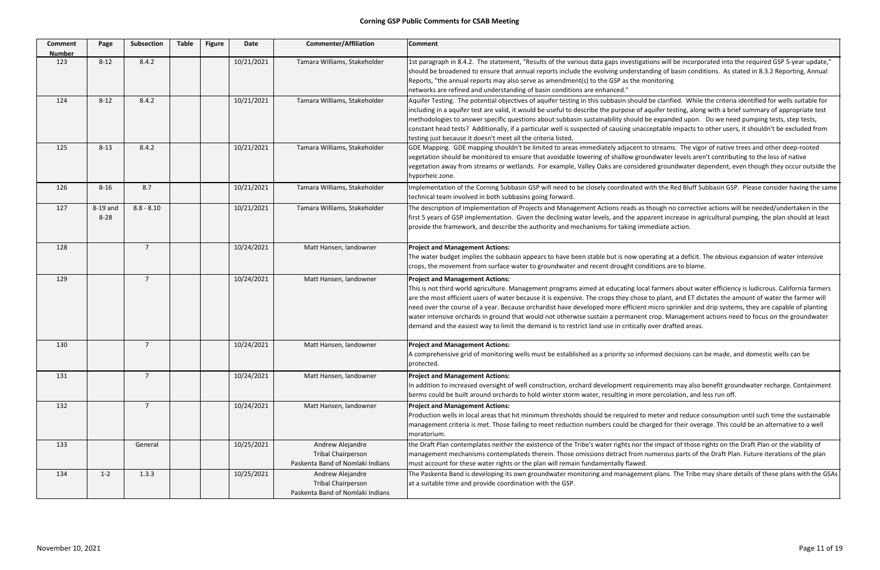# Corning GSP Public Comments for CSAB Meeting

| Comment Number | Page | Subsection | Table | Figure | Date | Commenter/Affiliation | Comment |
|---|---|---|---|---|---|---|---|
| 123 | 8-12 | 8.4.2 | | | 10/21/2021 | Tamara Williams, Stakeholder | 1st paragraph in 8.4.2. The statement, "Results of the various data gaps investigations will be incorporated into the required GSP 5-year update," should be broadened to ensure that annual reports include the evolving understanding of basin conditions. As stated in 8.3.2 Reporting, Annual Reports, "the annual reports may also serve as amendment(s) to the GSP as the monitoring networks are refined and understanding of basin conditions are enhanced." |
| 124 | 8-12 | 8.4.2 | | | 10/21/2021 | Tamara Williams, Stakeholder | Aquifer Testing. The potential objectives of aquifer testing in this subbasin should be clarified. While the criteria identified for wells suitable for including in a aquifer test are valid, it would be useful to describe the purpose of aquifer testing, along with a brief summary of appropriate test methodologies to answer specific questions about subbasin sustainability should be expanded upon. Do we need pumping tests, step tests, constant head tests? Additionally, if a particular well is suspected of causing unacceptable impacts to other users, it shouldn't be excluded from testing just because it doesn't meet all the criteria listed. |
| 125 | 8-13 | 8.4.2 | | | 10/21/2021 | Tamara Williams, Stakeholder | GDE Mapping. GDE mapping shouldn't be limited to areas immediately adjacent to streams. The vigor of native trees and other deep-rooted vegetation should be monitored to ensure that avoidable lowering of shallow groundwater levels aren't contributing to the loss of native vegetation away from streams or wetlands. For example, Valley Oaks are considered groundwater dependent, even though they occur outside the hyporheic zone. |
| 126 | 8-16 | 8.7 | | | 10/21/2021 | Tamara Williams, Stakeholder | Implementation of the Corning Subbasin GSP will need to be closely coordinated with the Red Bluff Subbasin GSP. Please consider having the same technical team involved in both subbasins going forward. |
| 127 | 8-19 and 8-28 | 8.8 - 8.10 | | | 10/21/2021 | Tamara Williams, Stakeholder | The description of Implementation of Projects and Management Actions reads as though no corrective actions will be needed/undertaken in the first 5 years of GSP implementation. Given the declining water levels, and the apparent increase in agricultural pumping, the plan should at least provide the framework, and describe the authority and mechanisms for taking immediate action. |
| 128 | | 7 | | | 10/24/2021 | Matt Hansen, landowner | **Project and Management Actions:**<br>The water budget implies the subbasin appears to have been stable but is now operating at a deficit. The obvious expansion of water intensive crops, the movement from surface water to groundwater and recent drought conditions are to blame. |
| 129 | | 7 | | | 10/24/2021 | Matt Hansen, landowner | **Project and Management Actions:**<br>This is not third world agriculture. Management programs aimed at educating local farmers about water efficiency is ludicrous. California farmers are the most efficient users of water because it is expensive. The crops they chose to plant, and ET dictates the amount of water the farmer will need over the course of a year. Because orchardist have developed more efficient micro sprinkler and drip systems, they are capable of planting water intensive orchards in ground that would not otherwise sustain a permanent crop. Management actions need to focus on the groundwater demand and the easiest way to limit the demand is to restrict land use in critically over drafted areas. |
| 130 | | 7 | | | 10/24/2021 | Matt Hansen, landowner | **Project and Management Actions:**<br>A comprehensive grid of monitoring wells must be established as a priority so informed decisions can be made, and domestic wells can be protected. |
| 131 | | 7 | | | 10/24/2021 | Matt Hansen, landowner | **Project and Management Actions:**<br>In addition to increased oversight of well construction, orchard development requirements may also benefit groundwater recharge. Containment berms could be built around orchards to hold winter storm water, resulting in more percolation, and less run off. |
| 132 | | 7 | | | 10/24/2021 | Matt Hansen, landowner | **Project and Management Actions:**<br>Production wells in local areas that hit minimum thresholds should be required to meter and reduce consumption until such time the sustainable management criteria is met. Those failing to meet reduction numbers could be charged for their overage. This could be an alternative to a well moratorium. |
| 133 | | General | | | 10/25/2021 | Andrew Alejandre<br>Tribal Chairperson<br>Paskenta Band of Nomlaki Indians | the Draft Plan contemplates neither the existence of the Tribe's water rights nor the impact of those rights on the Draft Plan or the viability of management mechanisms contemplateds therein. Those omissions detract from numerous parts of the Draft Plan. Future iterations of the plan must account for these water rights or the plan will remain fundamentally flawed. |
| 134 | 1-2 | 1.3.3 | | | 10/25/2021 | Andrew Alejandre<br>Tribal Chairperson<br>Paskenta Band of Nomlaki Indians | The Paskenta Band is developing its own groundwater monitoring and management plans. The Tribe may share details of these plans with the GSAs at a suitable time and provide coordination with the GSP. |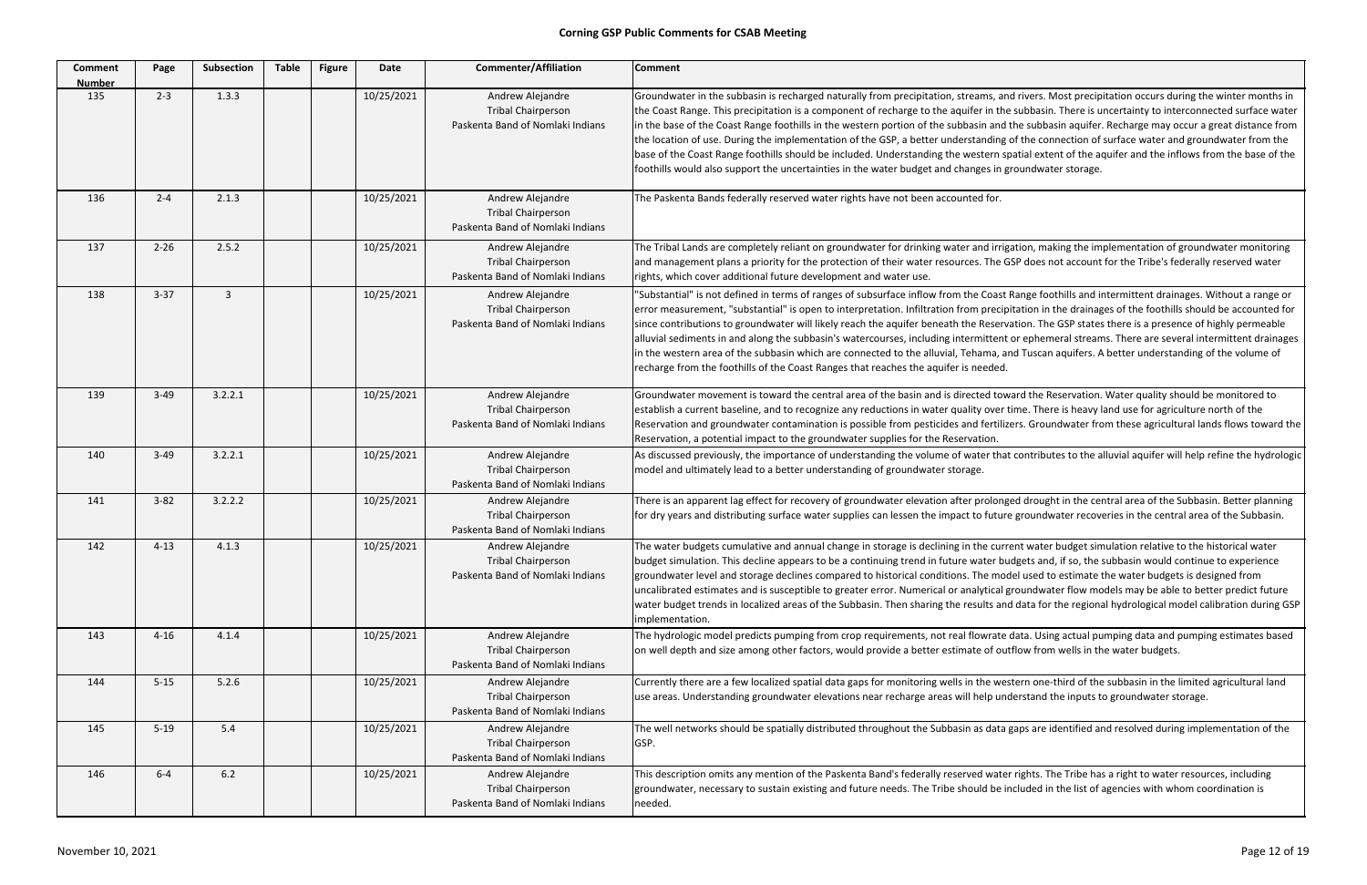# Corning GSP Public Comments for CSAB Meeting

| Comment Number | Page | Subsection | Table | Figure | Date | Commenter/Affiliation | Comment |
|---|---|---|---|---|---|---|---|
| 135 | 2-3 | 1.3.3 | | | 10/25/2021 | Andrew Alejandre<br>Tribal Chairperson<br>Paskenta Band of Nomlaki Indians | Groundwater in the subbasin is recharged naturally from precipitation, streams, and rivers. Most precipitation occurs during the winter months in the Coast Range. This precipitation is a component of recharge to the aquifer in the subbasin. There is uncertainty to interconnected surface water in the base of the Coast Range foothills in the western portion of the subbasin and the subbasin aquifer. Recharge may occur a great distance from the location of use. During the implementation of the GSP, a better understanding of the connection of surface water and groundwater from the base of the Coast Range foothills should be included. Understanding the western spatial extent of the aquifer and the inflows from the base of the foothills would also support the uncertainties in the water budget and changes in groundwater storage. |
| 136 | 2-4 | 2.1.3 | | | 10/25/2021 | Andrew Alejandre<br>Tribal Chairperson<br>Paskenta Band of Nomlaki Indians | The Paskenta Bands federally reserved water rights have not been accounted for. |
| 137 | 2-26 | 2.5.2 | | | 10/25/2021 | Andrew Alejandre<br>Tribal Chairperson<br>Paskenta Band of Nomlaki Indians | The Tribal Lands are completely reliant on groundwater for drinking water and irrigation, making the implementation of groundwater monitoring and management plans a priority for the protection of their water resources. The GSP does not account for the Tribe's federally reserved water rights, which cover additional future development and water use. |
| 138 | 3-37 | 3 | | | 10/25/2021 | Andrew Alejandre<br>Tribal Chairperson<br>Paskenta Band of Nomlaki Indians | "Substantial" is not defined in terms of ranges of subsurface inflow from the Coast Range foothills and intermittent drainages. Without a range or error measurement, "substantial" is open to interpretation. Infiltration from precipitation in the drainages of the foothills should be accounted for since contributions to groundwater will likely reach the aquifer beneath the Reservation. The GSP states there is a presence of highly permeable alluvial sediments in and along the subbasin's watercourses, including intermittent or ephemeral streams. There are several intermittent drainages in the western area of the subbasin which are connected to the alluvial, Tehama, and Tuscan aquifers. A better understanding of the volume of recharge from the foothills of the Coast Ranges that reaches the aquifer is needed. |
| 139 | 3-49 | 3.2.2.1 | | | 10/25/2021 | Andrew Alejandre<br>Tribal Chairperson<br>Paskenta Band of Nomlaki Indians | Groundwater movement is toward the central area of the basin and is directed toward the Reservation. Water quality should be monitored to establish a current baseline, and to recognize any reductions in water quality over time. There is heavy land use for agriculture north of the Reservation and groundwater contamination is possible from pesticides and fertilizers. Groundwater from these agricultural lands flows toward the Reservation, a potential impact to the groundwater supplies for the Reservation. |
| 140 | 3-49 | 3.2.2.1 | | | 10/25/2021 | Andrew Alejandre<br>Tribal Chairperson<br>Paskenta Band of Nomlaki Indians | As discussed previously, the importance of understanding the volume of water that contributes to the alluvial aquifer will help refine the hydrologic model and ultimately lead to a better understanding of groundwater storage. |
| 141 | 3-82 | 3.2.2.2 | | | 10/25/2021 | Andrew Alejandre<br>Tribal Chairperson<br>Paskenta Band of Nomlaki Indians | There is an apparent lag effect for recovery of groundwater elevation after prolonged drought in the central area of the Subbasin. Better planning for dry years and distributing surface water supplies can lessen the impact to future groundwater recoveries in the central area of the Subbasin. |
| 142 | 4-13 | 4.1.3 | | | 10/25/2021 | Andrew Alejandre<br>Tribal Chairperson<br>Paskenta Band of Nomlaki Indians | The water budgets cumulative and annual change in storage is declining in the current water budget simulation relative to the historical water budget simulation. This decline appears to be a continuing trend in future water budgets and, if so, the subbasin would continue to experience groundwater level and storage declines compared to historical conditions. The model used to estimate the water budgets is designed from uncalibrated estimates and is susceptible to greater error. Numerical or analytical groundwater flow models may be able to better predict future water budget trends in localized areas of the Subbasin. Then sharing the results and data for the regional hydrological model calibration during GSP implementation. |
| 143 | 4-16 | 4.1.4 | | | 10/25/2021 | Andrew Alejandre<br>Tribal Chairperson<br>Paskenta Band of Nomlaki Indians | The hydrologic model predicts pumping from crop requirements, not real flowrate data. Using actual pumping data and pumping estimates based on well depth and size among other factors, would provide a better estimate of outflow from wells in the water budgets. |
| 144 | 5-15 | 5.2.6 | | | 10/25/2021 | Andrew Alejandre<br>Tribal Chairperson<br>Paskenta Band of Nomlaki Indians | Currently there are a few localized spatial data gaps for monitoring wells in the western one-third of the subbasin in the limited agricultural land use areas. Understanding groundwater elevations near recharge areas will help understand the inputs to groundwater storage. |
| 145 | 5-19 | 5.4 | | | 10/25/2021 | Andrew Alejandre<br>Tribal Chairperson<br>Paskenta Band of Nomlaki Indians | The well networks should be spatially distributed throughout the Subbasin as data gaps are identified and resolved during implementation of the GSP. |
| 146 | 6-4 | 6.2 | | | 10/25/2021 | Andrew Alejandre<br>Tribal Chairperson<br>Paskenta Band of Nomlaki Indians | This description omits any mention of the Paskenta Band's federally reserved water rights. The Tribe has a right to water resources, including groundwater, necessary to sustain existing and future needs. The Tribe should be included in the list of agencies with whom coordination is needed. |

November 10, 2021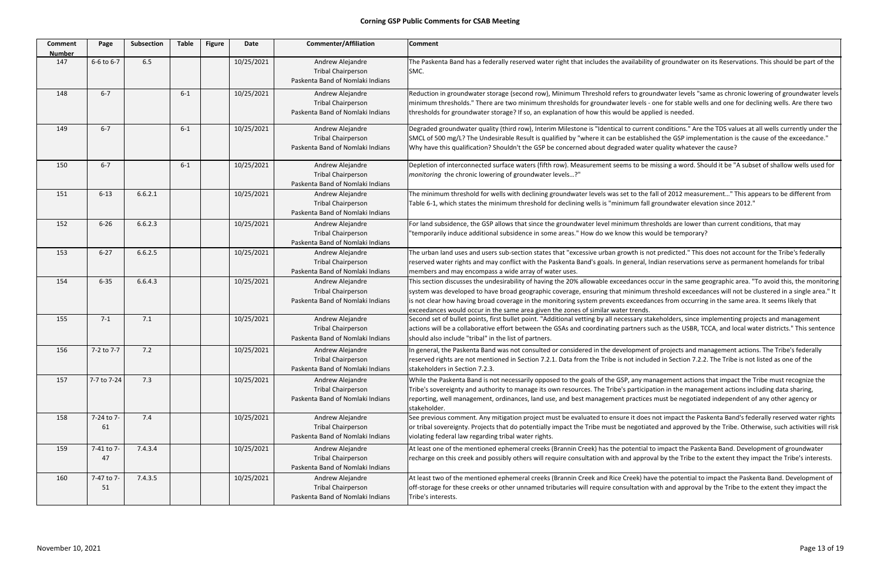# Corning GSP Public Comments for CSAB Meeting

| Comment Number | Page | Subsection | Table | Figure | Date | Commenter/Affiliation | Comment |
|---|---|---|---|---|---|---|---|
| 147 | 6-6 to 6-7 | 6.5 | | | 10/25/2021 | Andrew Alejandre Tribal Chairperson Paskenta Band of Nomlaki Indians | The Paskenta Band has a federally reserved water right that includes the availability of groundwater on its Reservations. This should be part of the SMC. |
| 148 | 6-7 | | 6-1 | | 10/25/2021 | Andrew Alejandre Tribal Chairperson Paskenta Band of Nomlaki Indians | Reduction in groundwater storage (second row), Minimum Threshold refers to groundwater levels "same as chronic lowering of groundwater levels minimum thresholds." There are two minimum thresholds for groundwater levels - one for stable wells and one for declining wells. Are there two thresholds for groundwater storage? If so, an explanation of how this would be applied is needed. |
| 149 | 6-7 | | 6-1 | | 10/25/2021 | Andrew Alejandre Tribal Chairperson Paskenta Band of Nomlaki Indians | Degraded groundwater quality (third row), Interim Milestone is "Identical to current conditions." Are the TDS values at all wells currently under the SMCL of 500 mg/L? The Undesirable Result is qualified by "where it can be established the GSP implementation is the cause of the exceedance." Why have this qualification? Shouldn't the GSP be concerned about degraded water quality whatever the cause? |
| 150 | 6-7 | | 6-1 | | 10/25/2021 | Andrew Alejandre Tribal Chairperson Paskenta Band of Nomlaki Indians | Depletion of interconnected surface waters (fifth row). Measurement seems to be missing a word. Should it be "A subset of shallow wells used for *monitoring* the chronic lowering of groundwater levels…?" |
| 151 | 6-13 | 6.6.2.1 | | | 10/25/2021 | Andrew Alejandre Tribal Chairperson Paskenta Band of Nomlaki Indians | The minimum threshold for wells with declining groundwater levels was set to the fall of 2012 measurement…" This appears to be different from Table 6-1, which states the minimum threshold for declining wells is "minimum fall groundwater elevation since 2012." |
| 152 | 6-26 | 6.6.2.3 | | | 10/25/2021 | Andrew Alejandre Tribal Chairperson Paskenta Band of Nomlaki Indians | For land subsidence, the GSP allows that since the groundwater level minimum thresholds are lower than current conditions, that may "temporarily induce additional subsidence in some areas." How do we know this would be temporary? |
| 153 | 6-27 | 6.6.2.5 | | | 10/25/2021 | Andrew Alejandre Tribal Chairperson Paskenta Band of Nomlaki Indians | The urban land uses and users sub-section states that "excessive urban growth is not predicted." This does not account for the Tribe's federally reserved water rights and may conflict with the Paskenta Band's goals. In general, Indian reservations serve as permanent homelands for tribal members and may encompass a wide array of water uses. |
| 154 | 6-35 | 6.6.4.3 | | | 10/25/2021 | Andrew Alejandre Tribal Chairperson Paskenta Band of Nomlaki Indians | This section discusses the undesirability of having the 20% allowable exceedances occur in the same geographic area. "To avoid this, the monitoring system was developed to have broad geographic coverage, ensuring that minimum threshold exceedances will not be clustered in a single area." It is not clear how having broad coverage in the monitoring system prevents exceedances from occurring in the same area. It seems likely that exceedances would occur in the same area given the zones of similar water trends. |
| 155 | 7-1 | 7.1 | | | 10/25/2021 | Andrew Alejandre Tribal Chairperson Paskenta Band of Nomlaki Indians | Second set of bullet points, first bullet point. "Additional vetting by all necessary stakeholders, since implementing projects and management actions will be a collaborative effort between the GSAs and coordinating partners such as the USBR, TCCA, and local water districts." This sentence should also include "tribal" in the list of partners. |
| 156 | 7-2 to 7-7 | 7.2 | | | 10/25/2021 | Andrew Alejandre Tribal Chairperson Paskenta Band of Nomlaki Indians | In general, the Paskenta Band was not consulted or considered in the development of projects and management actions. The Tribe's federally reserved rights are not mentioned in Section 7.2.1. Data from the Tribe is not included in Section 7.2.2. The Tribe is not listed as one of the stakeholders in Section 7.2.3. |
| 157 | 7-7 to 7-24 | 7.3 | | | 10/25/2021 | Andrew Alejandre Tribal Chairperson Paskenta Band of Nomlaki Indians | While the Paskenta Band is not necessarily opposed to the goals of the GSP, any management actions that impact the Tribe must recognize the Tribe's sovereignty and authority to manage its own resources. The Tribe's participation in the management actions including data sharing, reporting, well management, ordinances, land use, and best management practices must be negotiated independent of any other agency or stakeholder. |
| 158 | 7-24 to 7-61 | 7.4 | | | 10/25/2021 | Andrew Alejandre Tribal Chairperson Paskenta Band of Nomlaki Indians | See previous comment. Any mitigation project must be evaluated to ensure it does not impact the Paskenta Band's federally reserved water rights or tribal sovereignty. Projects that do potentially impact the Tribe must be negotiated and approved by the Tribe. Otherwise, such activities will risk violating federal law regarding tribal water rights. |
| 159 | 7-41 to 7-47 | 7.4.3.4 | | | 10/25/2021 | Andrew Alejandre Tribal Chairperson Paskenta Band of Nomlaki Indians | At least one of the mentioned ephemeral creeks (Brannin Creek) has the potential to impact the Paskenta Band. Development of groundwater recharge on this creek and possibly others will require consultation with and approval by the Tribe to the extent they impact the Tribe's interests. |
| 160 | 7-47 to 7-51 | 7.4.3.5 | | | 10/25/2021 | Andrew Alejandre Tribal Chairperson Paskenta Band of Nomlaki Indians | At least two of the mentioned ephemeral creeks (Brannin Creek and Rice Creek) have the potential to impact the Paskenta Band. Development of off-storage for these creeks or other unnamed tributaries will require consultation with and approval by the Tribe to the extent they impact the Tribe's interests. |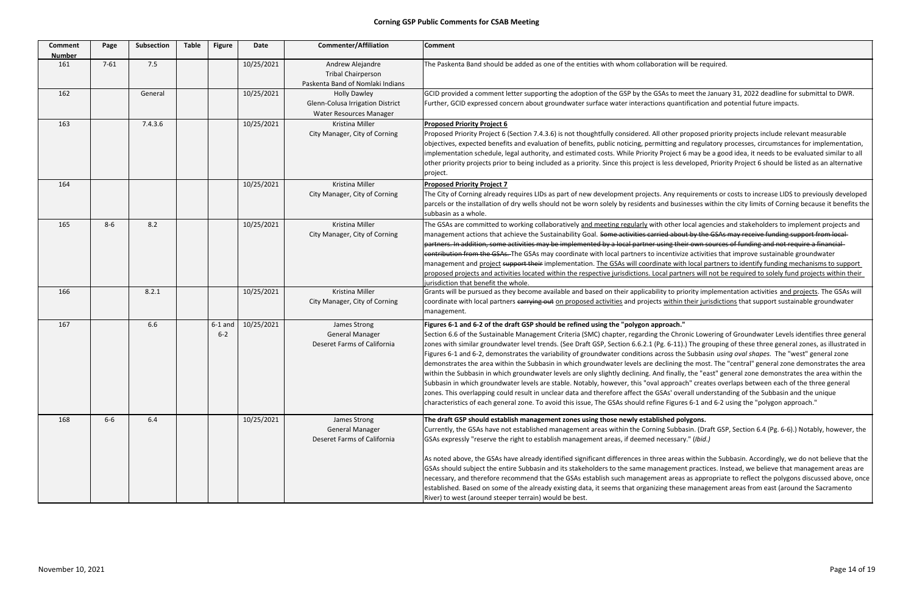# Corning GSP Public Comments for CSAB Meeting

| Comment Number | Page | Subsection | Table | Figure | Date | Commenter/Affiliation | Comment |
|---|---|---|---|---|---|---|---|
| 161 | 7-61 | 7.5 | | | 10/25/2021 | Andrew Alejandre<br>Tribal Chairperson<br>Paskenta Band of Nomlaki Indians | The Paskenta Band should be added as one of the entities with whom collaboration will be required. |
| 162 | | General | | | 10/25/2021 | Holly Dawley<br>Glenn-Colusa Irrigation District<br>Water Resources Manager | GCID provided a comment letter supporting the adoption of the GSP by the GSAs to meet the January 31, 2022 deadline for submittal to DWR. Further, GCID expressed concern about groundwater surface water interactions quantification and potential future impacts. |
| 163 | | 7.4.3.6 | | | 10/25/2021 | Kristina Miller<br>City Manager, City of Corning | **Proposed Priority Project 6**<br>Proposed Priority Project 6 (Section 7.4.3.6) is not thoughtfully considered. All other proposed priority projects include relevant measurable objectives, expected benefits and evaluation of benefits, public noticing, permitting and regulatory processes, circumstances for implementation, implementation schedule, legal authority, and estimated costs. While Priority Project 6 may be a good idea, it needs to be evaluated similar to all other priority projects prior to being included as a priority. Since this project is less developed, Priority Project 6 should be listed as an alternative project. |
| 164 | | | | | 10/25/2021 | Kristina Miller<br>City Manager, City of Corning | **Proposed Priority Project 7**<br>The City of Corning already requires LIDs as part of new development projects. Any requirements or costs to increase LIDS to previously developed parcels or the installation of dry wells should not be worn solely by residents and businesses within the city limits of Corning because it benefits the subbasin as a whole. |
| 165 | 8-6 | 8.2 | | | 10/25/2021 | Kristina Miller<br>City Manager, City of Corning | The GSAs are committed to working collaboratively and meeting regularly with other local agencies and stakeholders to implement projects and management actions that achieve the Sustainability Goal. ~~Some activities carried about by the GSAs may receive funding support from local partners. In addition, some activities may be implemented by a local partner using their own sources of funding and not require a financial contribution from the GSAs.~~ The GSAs may coordinate with local partners to incentivize activities that improve sustainable groundwater management and project ~~support their~~ implementation. The GSAs will coordinate with local partners to identify funding mechanisms to support proposed projects and activities located within the respective jurisdictions. Local partners will not be required to solely fund projects within their jurisdiction that benefit the whole. |
| 166 | | 8.2.1 | | | 10/25/2021 | Kristina Miller<br>City Manager, City of Corning | Grants will be pursued as they become available and based on their applicability to priority implementation activities and projects. The GSAs will coordinate with local partners ~~carrying out~~ on proposed activities and projects within their jurisdictions that support sustainable groundwater management. |
| 167 | | 6.6 | | 6-1 and 6-2 | 10/25/2021 | James Strong<br>General Manager<br>Deseret Farms of California | **Figures 6-1 and 6-2 of the draft GSP should be refined using the "polygon approach."**<br>Section 6.6 of the Sustainable Management Criteria (SMC) chapter, regarding the Chronic Lowering of Groundwater Levels identifies three general zones with similar groundwater level trends. (See Draft GSP, Section 6.6.2.1 (Pg. 6-11).) The grouping of these three general zones, as illustrated in Figures 6-1 and 6-2, demonstrates the variability of groundwater conditions across the Subbasin *using oval shapes.* The "west" general zone demonstrates the area within the Subbasin in which groundwater levels are declining the most. The "central" general zone demonstrates the area within the Subbasin in which groundwater levels are only slightly declining. And finally, the "east" general zone demonstrates the area within the Subbasin in which groundwater levels are stable. Notably, however, this "oval approach" creates overlaps between each of the three general zones. This overlapping could result in unclear data and therefore affect the GSAs' overall understanding of the Subbasin and the unique characteristics of each general zone. To avoid this issue, The GSAs should refine Figures 6-1 and 6-2 using the "polygon approach." |
| 168 | 6-6 | 6.4 | | | 10/25/2021 | James Strong<br>General Manager<br>Deseret Farms of California | **The draft GSP should establish management zones using those newly established polygons.**<br>Currently, the GSAs have not established management areas within the Corning Subbasin. (Draft GSP, Section 6.4 (Pg. 6-6).) Notably, however, the GSAs expressly "reserve the right to establish management areas, if deemed necessary." (*Ibid.)*<br><br>As noted above, the GSAs have already identified significant differences in three areas within the Subbasin. Accordingly, we do not believe that the GSAs should subject the entire Subbasin and its stakeholders to the same management practices. Instead, we believe that management areas are necessary, and therefore recommend that the GSAs establish such management areas as appropriate to reflect the polygons discussed above, once established. Based on some of the already existing data, it seems that organizing these management areas from east (around the Sacramento River) to west (around steeper terrain) would be best. |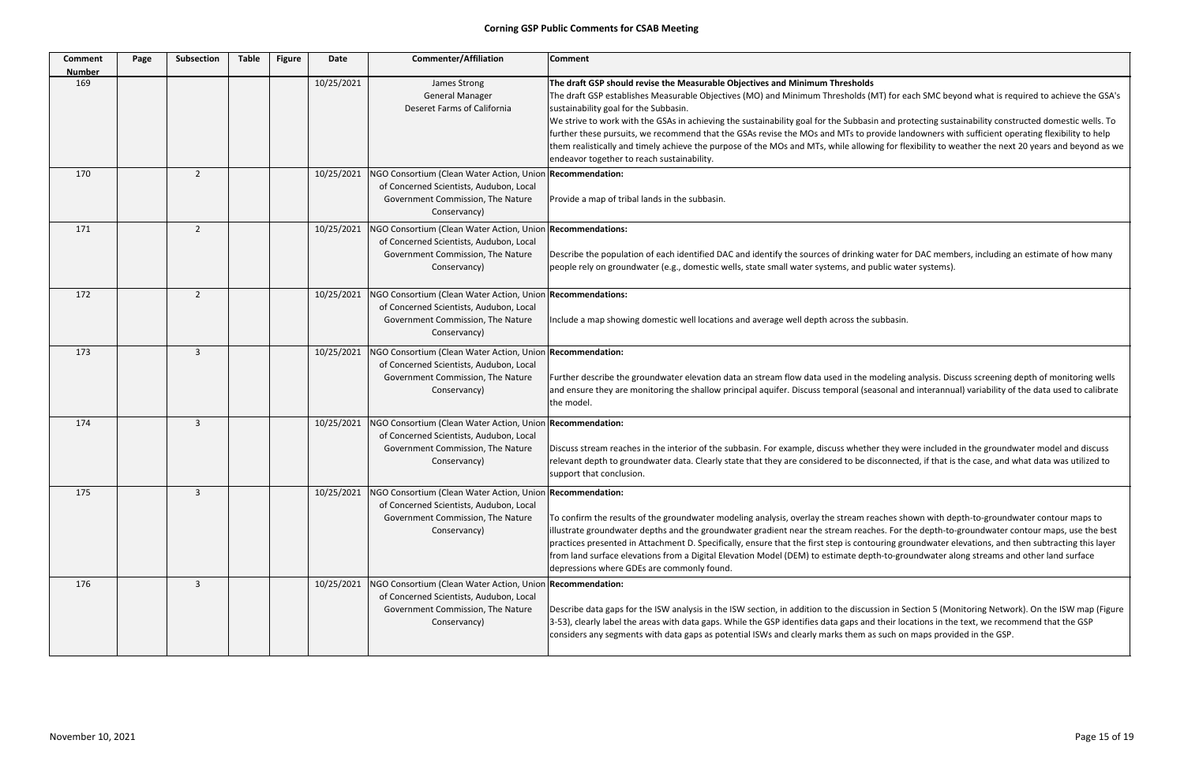# Corning GSP Public Comments for CSAB Meeting

| Comment Number | Page | Subsection | Table | Figure | Date | Commenter/Affiliation | Comment |
|---|---|---|---|---|---|---|---|
| 169 | | | | | 10/25/2021 | James Strong<br>General Manager<br>Deseret Farms of California | **The draft GSP should revise the Measurable Objectives and Minimum Thresholds**<br>The draft GSP establishes Measurable Objectives (MO) and Minimum Thresholds (MT) for each SMC beyond what is required to achieve the GSA's sustainability goal for the Subbasin.<br>We strive to work with the GSAs in achieving the sustainability goal for the Subbasin and protecting sustainability constructed domestic wells. To further these pursuits, we recommend that the GSAs revise the MOs and MTs to provide landowners with sufficient operating flexibility to help them realistically and timely achieve the purpose of the MOs and MTs, while allowing for flexibility to weather the next 20 years and beyond as we endeavor together to reach sustainability. |
| 170 | | 2 | | | 10/25/2021 | NGO Consortium (Clean Water Action, Union of Concerned Scientists, Audubon, Local Government Commission, The Nature Conservancy) | **Recommendation:**<br><br>Provide a map of tribal lands in the subbasin. |
| 171 | | 2 | | | 10/25/2021 | NGO Consortium (Clean Water Action, Union of Concerned Scientists, Audubon, Local Government Commission, The Nature Conservancy) | **Recommendations:**<br><br>Describe the population of each identified DAC and identify the sources of drinking water for DAC members, including an estimate of how many people rely on groundwater (e.g., domestic wells, state small water systems, and public water systems). |
| 172 | | 2 | | | 10/25/2021 | NGO Consortium (Clean Water Action, Union of Concerned Scientists, Audubon, Local Government Commission, The Nature Conservancy) | **Recommendations:**<br><br>Include a map showing domestic well locations and average well depth across the subbasin. |
| 173 | | 3 | | | 10/25/2021 | NGO Consortium (Clean Water Action, Union of Concerned Scientists, Audubon, Local Government Commission, The Nature Conservancy) | **Recommendation:**<br><br>Further describe the groundwater elevation data an stream flow data used in the modeling analysis. Discuss screening depth of monitoring wells and ensure they are monitoring the shallow principal aquifer. Discuss temporal (seasonal and interannual) variability of the data used to calibrate the model. |
| 174 | | 3 | | | 10/25/2021 | NGO Consortium (Clean Water Action, Union of Concerned Scientists, Audubon, Local Government Commission, The Nature Conservancy) | **Recommendation:**<br><br>Discuss stream reaches in the interior of the subbasin. For example, discuss whether they were included in the groundwater model and discuss relevant depth to groundwater data. Clearly state that they are considered to be disconnected, if that is the case, and what data was utilized to support that conclusion. |
| 175 | | 3 | | | 10/25/2021 | NGO Consortium (Clean Water Action, Union of Concerned Scientists, Audubon, Local Government Commission, The Nature Conservancy) | **Recommendation:**<br><br>To confirm the results of the groundwater modeling analysis, overlay the stream reaches shown with depth-to-groundwater contour maps to illustrate groundwater depths and the groundwater gradient near the stream reaches. For the depth-to-groundwater contour maps, use the best practices presented in Attachment D. Specifically, ensure that the first step is contouring groundwater elevations, and then subtracting this layer from land surface elevations from a Digital Elevation Model (DEM) to estimate depth-to-groundwater along streams and other land surface depressions where GDEs are commonly found. |
| 176 | | 3 | | | 10/25/2021 | NGO Consortium (Clean Water Action, Union of Concerned Scientists, Audubon, Local Government Commission, The Nature Conservancy) | **Recommendation:**<br><br>Describe data gaps for the ISW analysis in the ISW section, in addition to the discussion in Section 5 (Monitoring Network). On the ISW map (Figure 3-53), clearly label the areas with data gaps. While the GSP identifies data gaps and their locations in the text, we recommend that the GSP considers any segments with data gaps as potential ISWs and clearly marks them as such on maps provided in the GSP. |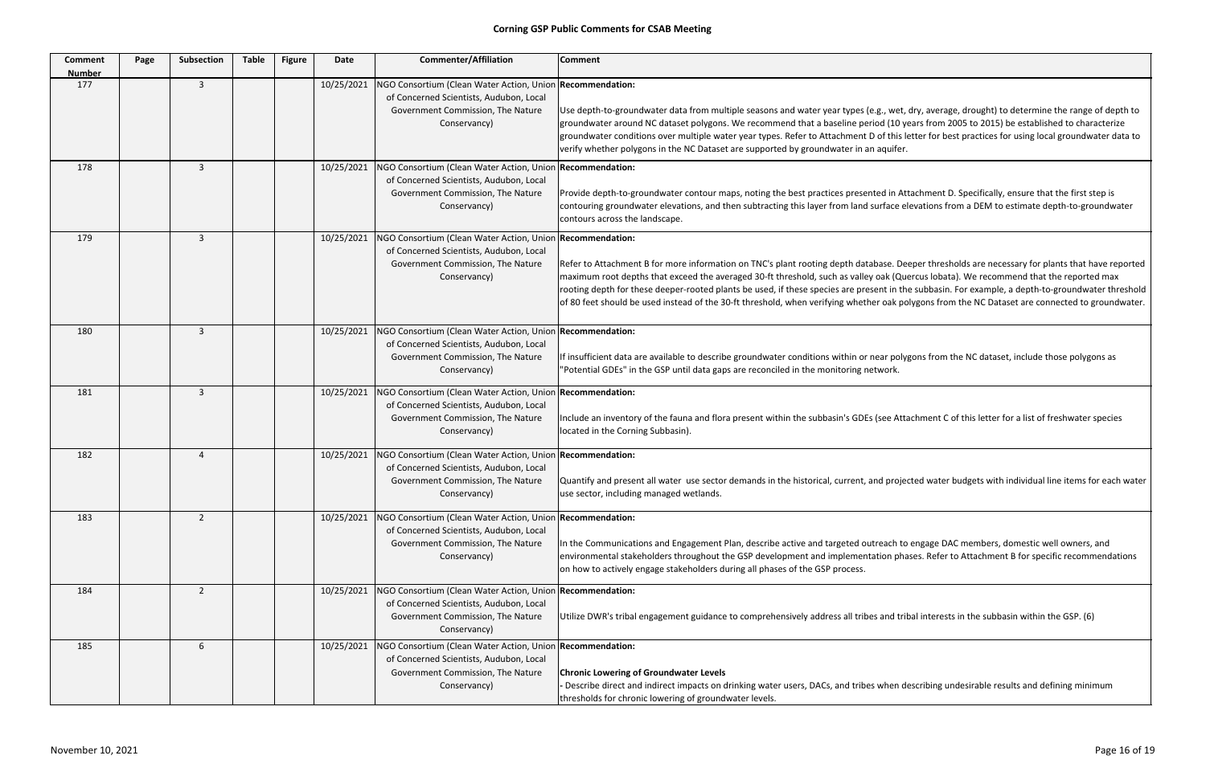# Corning GSP Public Comments for CSAB Meeting

| Comment Number | Page | Subsection | Table | Figure | Date | Commenter/Affiliation | Comment |
|---|---|---|---|---|---|---|---|
| 177 | | 3 | | | 10/25/2021 | NGO Consortium (Clean Water Action, Union of Concerned Scientists, Audubon, Local Government Commission, The Nature Conservancy) | **Recommendation:** Use depth-to-groundwater data from multiple seasons and water year types (e.g., wet, dry, average, drought) to determine the range of depth to groundwater around NC dataset polygons. We recommend that a baseline period (10 years from 2005 to 2015) be established to characterize groundwater conditions over multiple water year types. Refer to Attachment D of this letter for best practices for using local groundwater data to verify whether polygons in the NC Dataset are supported by groundwater in an aquifer. |
| 178 | | 3 | | | 10/25/2021 | NGO Consortium (Clean Water Action, Union of Concerned Scientists, Audubon, Local Government Commission, The Nature Conservancy) | **Recommendation:** Provide depth-to-groundwater contour maps, noting the best practices presented in Attachment D. Specifically, ensure that the first step is contouring groundwater elevations, and then subtracting this layer from land surface elevations from a DEM to estimate depth-to-groundwater contours across the landscape. |
| 179 | | 3 | | | 10/25/2021 | NGO Consortium (Clean Water Action, Union of Concerned Scientists, Audubon, Local Government Commission, The Nature Conservancy) | **Recommendation:** Refer to Attachment B for more information on TNC's plant rooting depth database. Deeper thresholds are necessary for plants that have reported maximum root depths that exceed the averaged 30-ft threshold, such as valley oak (Quercus lobata). We recommend that the reported max rooting depth for these deeper-rooted plants be used, if these species are present in the subbasin. For example, a depth-to-groundwater threshold of 80 feet should be used instead of the 30-ft threshold, when verifying whether oak polygons from the NC Dataset are connected to groundwater. |
| 180 | | 3 | | | 10/25/2021 | NGO Consortium (Clean Water Action, Union of Concerned Scientists, Audubon, Local Government Commission, The Nature Conservancy) | **Recommendation:** If insufficient data are available to describe groundwater conditions within or near polygons from the NC dataset, include those polygons as "Potential GDEs" in the GSP until data gaps are reconciled in the monitoring network. |
| 181 | | 3 | | | 10/25/2021 | NGO Consortium (Clean Water Action, Union of Concerned Scientists, Audubon, Local Government Commission, The Nature Conservancy) | **Recommendation:** Include an inventory of the fauna and flora present within the subbasin's GDEs (see Attachment C of this letter for a list of freshwater species located in the Corning Subbasin). |
| 182 | | 4 | | | 10/25/2021 | NGO Consortium (Clean Water Action, Union of Concerned Scientists, Audubon, Local Government Commission, The Nature Conservancy) | **Recommendation:** Quantify and present all water use sector demands in the historical, current, and projected water budgets with individual line items for each water use sector, including managed wetlands. |
| 183 | | 2 | | | 10/25/2021 | NGO Consortium (Clean Water Action, Union of Concerned Scientists, Audubon, Local Government Commission, The Nature Conservancy) | **Recommendation:** In the Communications and Engagement Plan, describe active and targeted outreach to engage DAC members, domestic well owners, and environmental stakeholders throughout the GSP development and implementation phases. Refer to Attachment B for specific recommendations on how to actively engage stakeholders during all phases of the GSP process. |
| 184 | | 2 | | | 10/25/2021 | NGO Consortium (Clean Water Action, Union of Concerned Scientists, Audubon, Local Government Commission, The Nature Conservancy) | **Recommendation:** Utilize DWR's tribal engagement guidance to comprehensively address all tribes and tribal interests in the subbasin within the GSP. (6) |
| 185 | | 6 | | | 10/25/2021 | NGO Consortium (Clean Water Action, Union of Concerned Scientists, Audubon, Local Government Commission, The Nature Conservancy) | **Recommendation:** **Chronic Lowering of Groundwater Levels** - Describe direct and indirect impacts on drinking water users, DACs, and tribes when describing undesirable results and defining minimum thresholds for chronic lowering of groundwater levels. |

November 10, 2021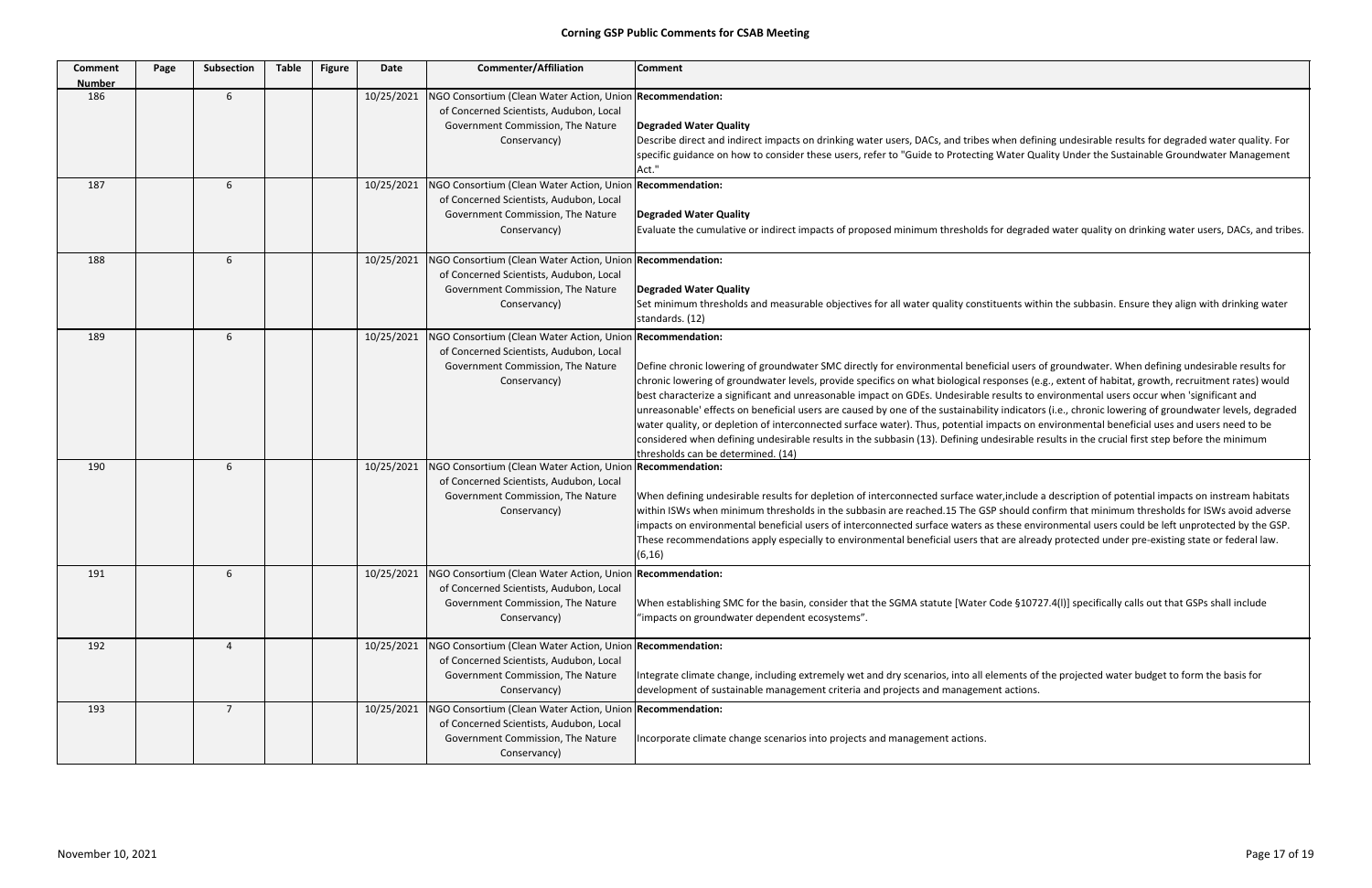## Corning GSP Public Comments for CSAB Meeting

| Comment Number | Page | Subsection | Table | Figure | Date | Commenter/Affiliation | Comment |
|---|---|---|---|---|---|---|---|
| 186 | | 6 | | | 10/25/2021 | NGO Consortium (Clean Water Action, Union of Concerned Scientists, Audubon, Local Government Commission, The Nature Conservancy) | **Recommendation:**<br><br>**Degraded Water Quality**<br>Describe direct and indirect impacts on drinking water users, DACs, and tribes when defining undesirable results for degraded water quality. For specific guidance on how to consider these users, refer to "Guide to Protecting Water Quality Under the Sustainable Groundwater Management Act." |
| 187 | | 6 | | | 10/25/2021 | NGO Consortium (Clean Water Action, Union of Concerned Scientists, Audubon, Local Government Commission, The Nature Conservancy) | **Recommendation:**<br><br>**Degraded Water Quality**<br>Evaluate the cumulative or indirect impacts of proposed minimum thresholds for degraded water quality on drinking water users, DACs, and tribes. |
| 188 | | 6 | | | 10/25/2021 | NGO Consortium (Clean Water Action, Union of Concerned Scientists, Audubon, Local Government Commission, The Nature Conservancy) | **Recommendation:**<br><br>**Degraded Water Quality**<br>Set minimum thresholds and measurable objectives for all water quality constituents within the subbasin. Ensure they align with drinking water standards. (12) |
| 189 | | 6 | | | 10/25/2021 | NGO Consortium (Clean Water Action, Union of Concerned Scientists, Audubon, Local Government Commission, The Nature Conservancy) | **Recommendation:**<br><br>Define chronic lowering of groundwater SMC directly for environmental beneficial users of groundwater. When defining undesirable results for chronic lowering of groundwater levels, provide specifics on what biological responses (e.g., extent of habitat, growth, recruitment rates) would best characterize a significant and unreasonable impact on GDEs. Undesirable results to environmental users occur when 'significant and unreasonable' effects on beneficial users are caused by one of the sustainability indicators (i.e., chronic lowering of groundwater levels, degraded water quality, or depletion of interconnected surface water). Thus, potential impacts on environmental beneficial uses and users need to be considered when defining undesirable results in the subbasin (13). Defining undesirable results in the crucial first step before the minimum thresholds can be determined. (14) |
| 190 | | 6 | | | 10/25/2021 | NGO Consortium (Clean Water Action, Union of Concerned Scientists, Audubon, Local Government Commission, The Nature Conservancy) | **Recommendation:**<br><br>When defining undesirable results for depletion of interconnected surface water,include a description of potential impacts on instream habitats within ISWs when minimum thresholds in the subbasin are reached.15 The GSP should confirm that minimum thresholds for ISWs avoid adverse impacts on environmental beneficial users of interconnected surface waters as these environmental users could be left unprotected by the GSP. These recommendations apply especially to environmental beneficial users that are already protected under pre-existing state or federal law. (6,16) |
| 191 | | 6 | | | 10/25/2021 | NGO Consortium (Clean Water Action, Union of Concerned Scientists, Audubon, Local Government Commission, The Nature Conservancy) | **Recommendation:**<br><br>When establishing SMC for the basin, consider that the SGMA statute [Water Code §10727.4(l)] specifically calls out that GSPs shall include "impacts on groundwater dependent ecosystems". |
| 192 | | 4 | | | 10/25/2021 | NGO Consortium (Clean Water Action, Union of Concerned Scientists, Audubon, Local Government Commission, The Nature Conservancy) | **Recommendation:**<br><br>Integrate climate change, including extremely wet and dry scenarios, into all elements of the projected water budget to form the basis for development of sustainable management criteria and projects and management actions. |
| 193 | | 7 | | | 10/25/2021 | NGO Consortium (Clean Water Action, Union of Concerned Scientists, Audubon, Local Government Commission, The Nature Conservancy) | **Recommendation:**<br><br>Incorporate climate change scenarios into projects and management actions. |

November 10, 2021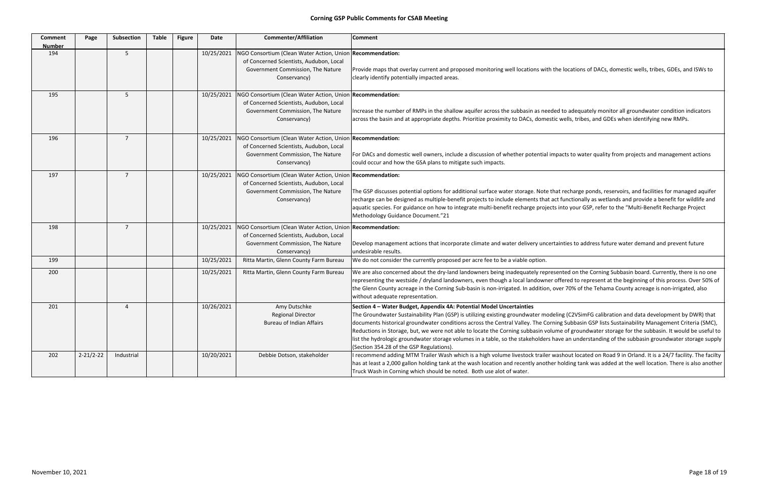# Corning GSP Public Comments for CSAB Meeting

| Comment Number | Page | Subsection | Table | Figure | Date | Commenter/Affiliation | Comment |
|---|---|---|---|---|---|---|---|
| 194 | | 5 | | | 10/25/2021 | NGO Consortium (Clean Water Action, Union of Concerned Scientists, Audubon, Local Government Commission, The Nature Conservancy) | **Recommendation:** Provide maps that overlay current and proposed monitoring well locations with the locations of DACs, domestic wells, tribes, GDEs, and ISWs to clearly identify potentially impacted areas. |
| 195 | | 5 | | | 10/25/2021 | NGO Consortium (Clean Water Action, Union of Concerned Scientists, Audubon, Local Government Commission, The Nature Conservancy) | **Recommendation:** Increase the number of RMPs in the shallow aquifer across the subbasin as needed to adequately monitor all groundwater condition indicators across the basin and at appropriate depths. Prioritize proximity to DACs, domestic wells, tribes, and GDEs when identifying new RMPs. |
| 196 | | 7 | | | 10/25/2021 | NGO Consortium (Clean Water Action, Union of Concerned Scientists, Audubon, Local Government Commission, The Nature Conservancy) | **Recommendation:** For DACs and domestic well owners, include a discussion of whether potential impacts to water quality from projects and management actions could occur and how the GSA plans to mitigate such impacts. |
| 197 | | 7 | | | 10/25/2021 | NGO Consortium (Clean Water Action, Union of Concerned Scientists, Audubon, Local Government Commission, The Nature Conservancy) | **Recommendation:** The GSP discusses potential options for additional surface water storage. Note that recharge ponds, reservoirs, and facilities for managed aquifer recharge can be designed as multiple-benefit projects to include elements that act functionally as wetlands and provide a benefit for wildlife and aquatic species. For guidance on how to integrate multi-benefit recharge projects into your GSP, refer to the "Multi-Benefit Recharge Project Methodology Guidance Document."21 |
| 198 | | 7 | | | 10/25/2021 | NGO Consortium (Clean Water Action, Union of Concerned Scientists, Audubon, Local Government Commission, The Nature Conservancy) | **Recommendation:** Develop management actions that incorporate climate and water delivery uncertainties to address future water demand and prevent future undesirable results. |
| 199 | | | | | 10/25/2021 | Ritta Martin, Glenn County Farm Bureau | We do not consider the currently proposed per acre fee to be a viable option. |
| 200 | | | | | 10/25/2021 | Ritta Martin, Glenn County Farm Bureau | We are also concerned about the dry-land landowners being inadequately represented on the Corning Subbasin board. Currently, there is no one representing the westside / dryland landowners, even though a local landowner offered to represent at the beginning of this process. Over 50% of the Glenn County acreage in the Corning Sub-basin is non-irrigated. In addition, over 70% of the Tehama County acreage is non-irrigated, also without adequate representation. |
| 201 | | 4 | | | 10/26/2021 | Amy Dutschke Regional Director Bureau of Indian Affairs | **Section 4 – Water Budget, Appendix 4A: Potential Model Uncertainties** The Groundwater Sustainability Plan (GSP) is utilizing existing groundwater modeling (C2VSimFG calibration and data development by DWR) that documents historical groundwater conditions across the Central Valley. The Corning Subbasin GSP lists Sustainability Management Criteria (SMC), Reductions in Storage, but, we were not able to locate the Corning subbasin volume of groundwater storage for the subbasin. It would be useful to list the hydrologic groundwater storage volumes in a table, so the stakeholders have an understanding of the subbasin groundwater storage supply (Section 354.28 of the GSP Regulations). |
| 202 | 2-21/2-22 | Industrial | | | 10/20/2021 | Debbie Dotson, stakeholder | I recommend adding MTM Trailer Wash which is a high volume livestock trailer washout located on Road 9 in Orland. It is a 24/7 facility. The facilty has at least a 2,000 gallon holding tank at the wash location and recently another holding tank was added at the well location. There is also another Truck Wash in Corning which should be noted. Both use alot of water. |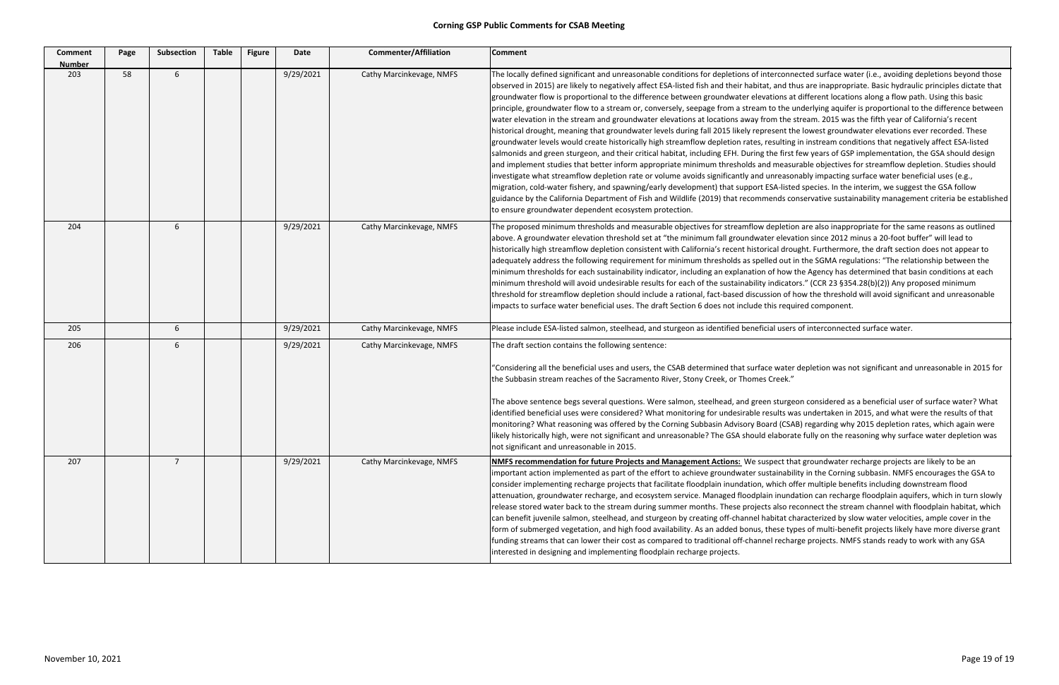# Corning GSP Public Comments for CSAB Meeting

| Comment Number | Page | Subsection | Table | Figure | Date | Commenter/Affiliation | Comment |
|---|---|---|---|---|---|---|---|
| 203 | 58 | 6 | | | 9/29/2021 | Cathy Marcinkevage, NMFS | The locally defined significant and unreasonable conditions for depletions of interconnected surface water (i.e., avoiding depletions beyond those observed in 2015) are likely to negatively affect ESA-listed fish and their habitat, and thus are inappropriate. Basic hydraulic principles dictate that groundwater flow is proportional to the difference between groundwater elevations at different locations along a flow path. Using this basic principle, groundwater flow to a stream or, conversely, seepage from a stream to the underlying aquifer is proportional to the difference between water elevation in the stream and groundwater elevations at locations away from the stream. 2015 was the fifth year of California's recent historical drought, meaning that groundwater levels during fall 2015 likely represent the lowest groundwater elevations ever recorded. These groundwater levels would create historically high streamflow depletion rates, resulting in instream conditions that negatively affect ESA-listed salmonids and green sturgeon, and their critical habitat, including EFH. During the first few years of GSP implementation, the GSA should design and implement studies that better inform appropriate minimum thresholds and measurable objectives for streamflow depletion. Studies should investigate what streamflow depletion rate or volume avoids significantly and unreasonably impacting surface water beneficial uses (e.g., migration, cold-water fishery, and spawning/early development) that support ESA-listed species. In the interim, we suggest the GSA follow guidance by the California Department of Fish and Wildlife (2019) that recommends conservative sustainability management criteria be established to ensure groundwater dependent ecosystem protection. |
| 204 | | 6 | | | 9/29/2021 | Cathy Marcinkevage, NMFS | The proposed minimum thresholds and measurable objectives for streamflow depletion are also inappropriate for the same reasons as outlined above. A groundwater elevation threshold set at "the minimum fall groundwater elevation since 2012 minus a 20-foot buffer" will lead to historically high streamflow depletion consistent with California's recent historical drought. Furthermore, the draft section does not appear to adequately address the following requirement for minimum thresholds as spelled out in the SGMA regulations: "The relationship between the minimum thresholds for each sustainability indicator, including an explanation of how the Agency has determined that basin conditions at each minimum threshold will avoid undesirable results for each of the sustainability indicators." (CCR 23 §354.28(b)(2)) Any proposed minimum threshold for streamflow depletion should include a rational, fact-based discussion of how the threshold will avoid significant and unreasonable impacts to surface water beneficial uses. The draft Section 6 does not include this required component. |
| 205 | | 6 | | | 9/29/2021 | Cathy Marcinkevage, NMFS | Please include ESA-listed salmon, steelhead, and sturgeon as identified beneficial users of interconnected surface water. |
| 206 | | 6 | | | 9/29/2021 | Cathy Marcinkevage, NMFS | The draft section contains the following sentence:<br><br>"Considering all the beneficial uses and users, the CSAB determined that surface water depletion was not significant and unreasonable in 2015 for the Subbasin stream reaches of the Sacramento River, Stony Creek, or Thomes Creek."<br><br>The above sentence begs several questions. Were salmon, steelhead, and green sturgeon considered as a beneficial user of surface water? What identified beneficial uses were considered? What monitoring for undesirable results was undertaken in 2015, and what were the results of that monitoring? What reasoning was offered by the Corning Subbasin Advisory Board (CSAB) regarding why 2015 depletion rates, which again were likely historically high, were not significant and unreasonable? The GSA should elaborate fully on the reasoning why surface water depletion was not significant and unreasonable in 2015. |
| 207 | | 7 | | | 9/29/2021 | Cathy Marcinkevage, NMFS | **NMFS recommendation for future Projects and Management Actions:** We suspect that groundwater recharge projects are likely to be an important action implemented as part of the effort to achieve groundwater sustainability in the Corning subbasin. NMFS encourages the GSA to consider implementing recharge projects that facilitate floodplain inundation, which offer multiple benefits including downstream flood attenuation, groundwater recharge, and ecosystem service. Managed floodplain inundation can recharge floodplain aquifers, which in turn slowly release stored water back to the stream during summer months. These projects also reconnect the stream channel with floodplain habitat, which can benefit juvenile salmon, steelhead, and sturgeon by creating off-channel habitat characterized by slow water velocities, ample cover in the form of submerged vegetation, and high food availability. As an added bonus, these types of multi-benefit projects likely have more diverse grant funding streams that can lower their cost as compared to traditional off-channel recharge projects. NMFS stands ready to work with any GSA interested in designing and implementing floodplain recharge projects. |

November 10, 2021